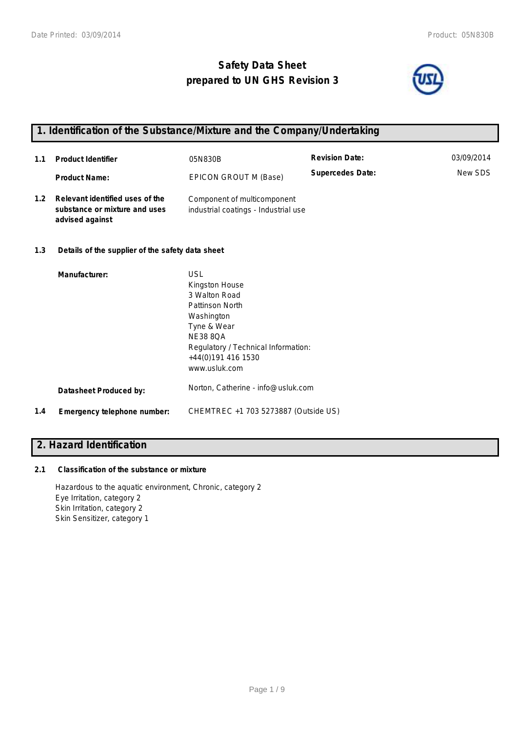# Safety Data Sheet
# prepared to UN GHS Revision 3

## 1. Identification of the Substance/Mixture and the Company/Undertaking

| | | | | |
|---|---|---|---|---|
| **1.1** | **Product Identifier** | 05N830B | **Revision Date:** | 03/09/2014 |
| | **Product Name:** | EPICON GROUT M (Base) | **Supercedes Date:** | New SDS |
| **1.2** | **Relevant identified uses of the substance or mixture and uses advised against** | Component of multicomponent industrial coatings - Industrial use | | |

**1.3 Details of the supplier of the safety data sheet**

**Manufacturer:**

USL
Kingston House
3 Walton Road
Pattinson North
Washington
Tyne & Wear
NE38 8QA
Regulatory / Technical Information:
+44(0)191 416 1530
www.usluk.com

**Datasheet Produced by:** Norton, Catherine - info@usluk.com

**1.4 Emergency telephone number:** CHEMTREC +1 703 5273887 (Outside US)

## 2. Hazard Identification

**2.1 Classification of the substance or mixture**

Hazardous to the aquatic environment, Chronic, category 2
Eye Irritation, category 2
Skin Irritation, category 2
Skin Sensitizer, category 1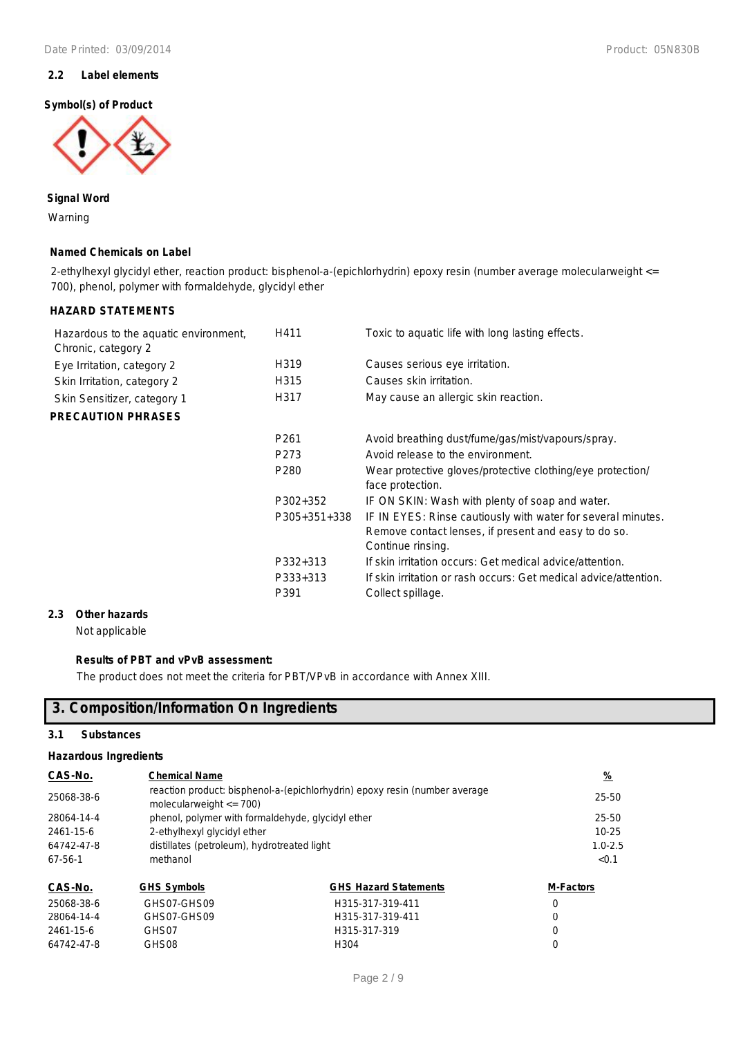### 2.2 Label elements

**Symbol(s) of Product**

**Signal Word**

Warning

**Named Chemicals on Label**

2-ethylhexyl glycidyl ether, reaction product: bisphenol-a-(epichlorhydrin) epoxy resin (number average molecularweight <= 700), phenol, polymer with formaldehyde, glycidyl ether

**HAZARD STATEMENTS**

| | | |
|---|---|---|
| Hazardous to the aquatic environment, Chronic, category 2 | H411 | Toxic to aquatic life with long lasting effects. |
| Eye Irritation, category 2 | H319 | Causes serious eye irritation. |
| Skin Irritation, category 2 | H315 | Causes skin irritation. |
| Skin Sensitizer, category 1 | H317 | May cause an allergic skin reaction. |

**PRECAUTION PHRASES**

| | |
|---|---|
| P261 | Avoid breathing dust/fume/gas/mist/vapours/spray. |
| P273 | Avoid release to the environment. |
| P280 | Wear protective gloves/protective clothing/eye protection/ face protection. |
| P302+352 | IF ON SKIN: Wash with plenty of soap and water. |
| P305+351+338 | IF IN EYES: Rinse cautiously with water for several minutes. Remove contact lenses, if present and easy to do so. Continue rinsing. |
| P332+313 | If skin irritation occurs: Get medical advice/attention. |
| P333+313 | If skin irritation or rash occurs: Get medical advice/attention. |
| P391 | Collect spillage. |

### 2.3 Other hazards

Not applicable

**Results of PBT and vPvB assessment:**

The product does not meet the criteria for PBT/VPvB in accordance with Annex XIII.

## 3. Composition/Information On Ingredients

### 3.1 Substances

**Hazardous Ingredients**

| CAS-No. | Chemical Name | % |
|---|---|---|
| 25068-38-6 | reaction product: bisphenol-a-(epichlorhydrin) epoxy resin (number average molecularweight <= 700) | 25-50 |
| 28064-14-4 | phenol, polymer with formaldehyde, glycidyl ether | 25-50 |
| 2461-15-6 | 2-ethylhexyl glycidyl ether | 10-25 |
| 64742-47-8 | distillates (petroleum), hydrotreated light | 1.0-2.5 |
| 67-56-1 | methanol | <0.1 |

| CAS-No. | GHS Symbols | GHS Hazard Statements | M-Factors |
|---|---|---|---|
| 25068-38-6 | GHS07-GHS09 | H315-317-319-411 | 0 |
| 28064-14-4 | GHS07-GHS09 | H315-317-319-411 | 0 |
| 2461-15-6 | GHS07 | H315-317-319 | 0 |
| 64742-47-8 | GHS08 | H304 | 0 |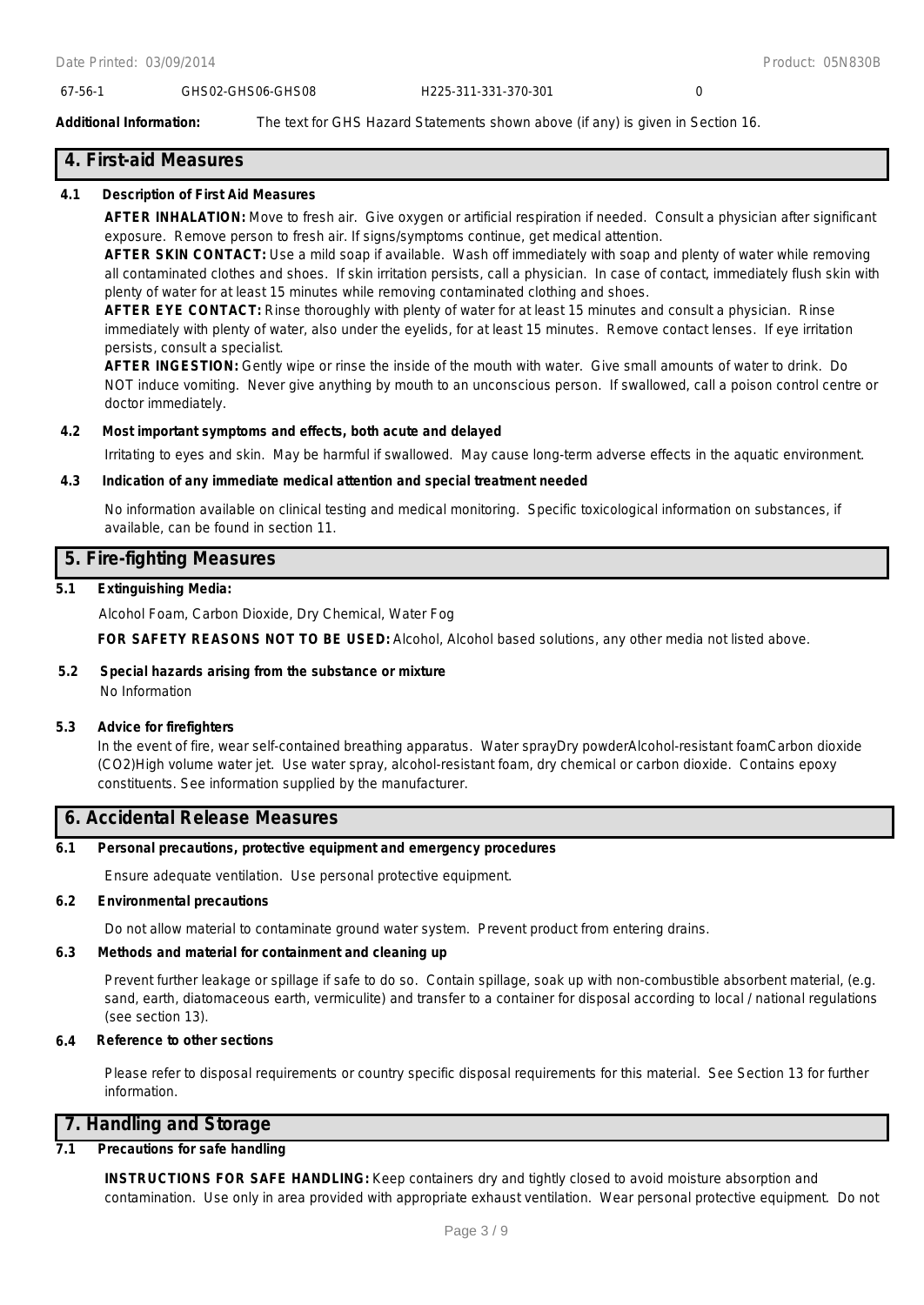| 67-56-1 | GHS02-GHS06-GHS08 | H225-311-331-370-301 | 0 |
|---|---|---|---|

**Additional Information:** The text for GHS Hazard Statements shown above (if any) is given in Section 16.

## 4. First-aid Measures

### 4.1 Description of First Aid Measures

**AFTER INHALATION:** Move to fresh air. Give oxygen or artificial respiration if needed. Consult a physician after significant exposure. Remove person to fresh air. If signs/symptoms continue, get medical attention.

**AFTER SKIN CONTACT:** Use a mild soap if available. Wash off immediately with soap and plenty of water while removing all contaminated clothes and shoes. If skin irritation persists, call a physician. In case of contact, immediately flush skin with plenty of water for at least 15 minutes while removing contaminated clothing and shoes.

**AFTER EYE CONTACT:** Rinse thoroughly with plenty of water for at least 15 minutes and consult a physician. Rinse immediately with plenty of water, also under the eyelids, for at least 15 minutes. Remove contact lenses. If eye irritation persists, consult a specialist.

**AFTER INGESTION:** Gently wipe or rinse the inside of the mouth with water. Give small amounts of water to drink. Do NOT induce vomiting. Never give anything by mouth to an unconscious person. If swallowed, call a poison control centre or doctor immediately.

### 4.2 Most important symptoms and effects, both acute and delayed

Irritating to eyes and skin. May be harmful if swallowed. May cause long-term adverse effects in the aquatic environment.

### 4.3 Indication of any immediate medical attention and special treatment needed

No information available on clinical testing and medical monitoring. Specific toxicological information on substances, if available, can be found in section 11.

## 5. Fire-fighting Measures

### 5.1 Extinguishing Media:

Alcohol Foam, Carbon Dioxide, Dry Chemical, Water Fog

**FOR SAFETY REASONS NOT TO BE USED:** Alcohol, Alcohol based solutions, any other media not listed above.

### 5.2 Special hazards arising from the substance or mixture

No Information

### 5.3 Advice for firefighters

In the event of fire, wear self-contained breathing apparatus. Water sprayDry powderAlcohol-resistant foamCarbon dioxide (CO2)High volume water jet. Use water spray, alcohol-resistant foam, dry chemical or carbon dioxide. Contains epoxy constituents. See information supplied by the manufacturer.

## 6. Accidental Release Measures

### 6.1 Personal precautions, protective equipment and emergency procedures

Ensure adequate ventilation. Use personal protective equipment.

### 6.2 Environmental precautions

Do not allow material to contaminate ground water system. Prevent product from entering drains.

### 6.3 Methods and material for containment and cleaning up

Prevent further leakage or spillage if safe to do so. Contain spillage, soak up with non-combustible absorbent material, (e.g. sand, earth, diatomaceous earth, vermiculite) and transfer to a container for disposal according to local / national regulations (see section 13).

### 6.4 Reference to other sections

Please refer to disposal requirements or country specific disposal requirements for this material. See Section 13 for further information.

## 7. Handling and Storage

### 7.1 Precautions for safe handling

**INSTRUCTIONS FOR SAFE HANDLING:** Keep containers dry and tightly closed to avoid moisture absorption and contamination. Use only in area provided with appropriate exhaust ventilation. Wear personal protective equipment. Do not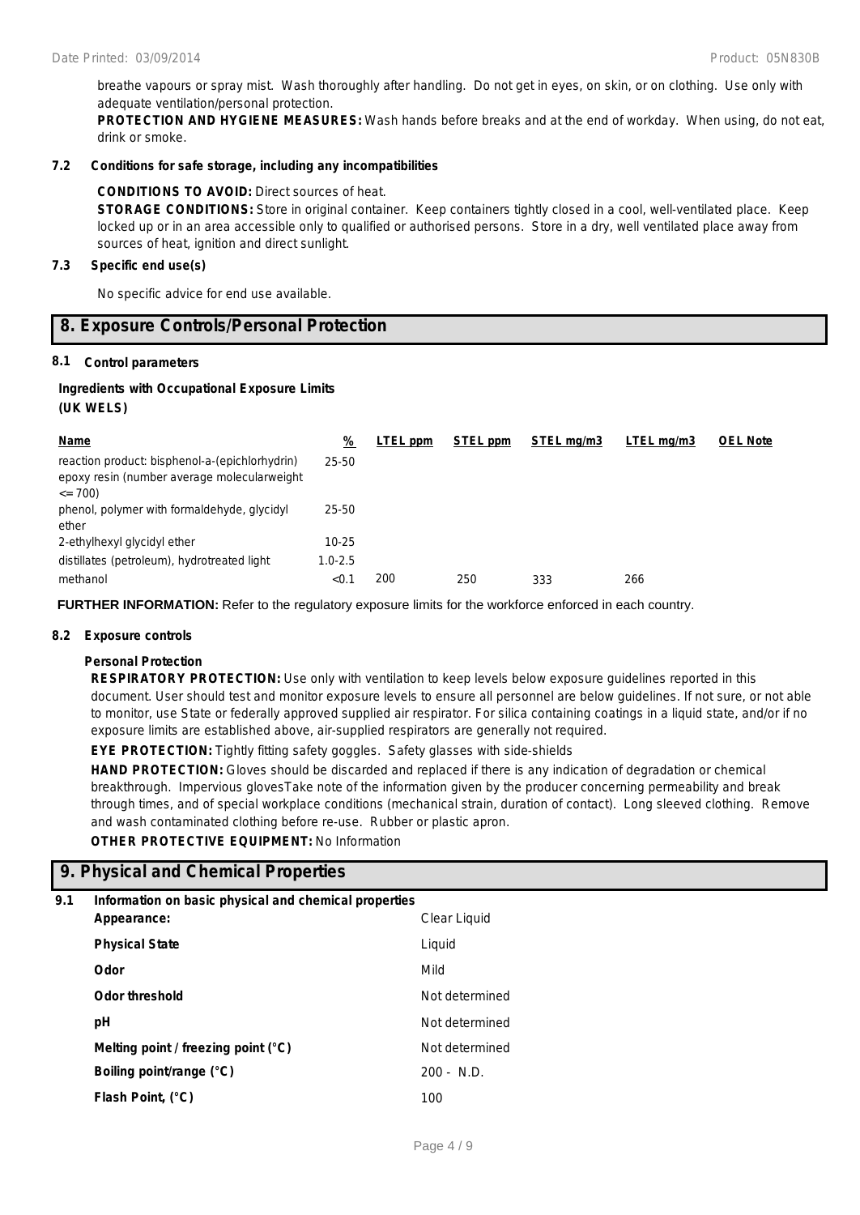breathe vapours or spray mist. Wash thoroughly after handling. Do not get in eyes, on skin, or on clothing. Use only with adequate ventilation/personal protection.

**PROTECTION AND HYGIENE MEASURES:** Wash hands before breaks and at the end of workday. When using, do not eat, drink or smoke.

### 7.2 Conditions for safe storage, including any incompatibilities

**CONDITIONS TO AVOID:** Direct sources of heat.

**STORAGE CONDITIONS:** Store in original container. Keep containers tightly closed in a cool, well-ventilated place. Keep locked up or in an area accessible only to qualified or authorised persons. Store in a dry, well ventilated place away from sources of heat, ignition and direct sunlight.

### 7.3 Specific end use(s)

No specific advice for end use available.

## 8. Exposure Controls/Personal Protection

### 8.1 Control parameters

**Ingredients with Occupational Exposure Limits (UK WELS)**

| Name | % | LTEL ppm | STEL ppm | STEL mg/m3 | LTEL mg/m3 | OEL Note |
|---|---|---|---|---|---|---|
| reaction product: bisphenol-a-(epichlorhydrin) epoxy resin (number average molecularweight <= 700) | 25-50 | | | | | |
| phenol, polymer with formaldehyde, glycidyl ether | 25-50 | | | | | |
| 2-ethylhexyl glycidyl ether | 10-25 | | | | | |
| distillates (petroleum), hydrotreated light | 1.0-2.5 | | | | | |
| methanol | <0.1 | 200 | 250 | 333 | 266 | |

**FURTHER INFORMATION:** Refer to the regulatory exposure limits for the workforce enforced in each country.

### 8.2 Exposure controls

**Personal Protection**

**RESPIRATORY PROTECTION:** Use only with ventilation to keep levels below exposure guidelines reported in this document. User should test and monitor exposure levels to ensure all personnel are below guidelines. If not sure, or not able to monitor, use State or federally approved supplied air respirator. For silica containing coatings in a liquid state, and/or if no exposure limits are established above, air-supplied respirators are generally not required.

**EYE PROTECTION:** Tightly fitting safety goggles. Safety glasses with side-shields

**HAND PROTECTION:** Gloves should be discarded and replaced if there is any indication of degradation or chemical breakthrough. Impervious glovesTake note of the information given by the producer concerning permeability and break through times, and of special workplace conditions (mechanical strain, duration of contact). Long sleeved clothing. Remove and wash contaminated clothing before re-use. Rubber or plastic apron.

**OTHER PROTECTIVE EQUIPMENT:** No Information

## 9. Physical and Chemical Properties

### 9.1 Information on basic physical and chemical properties

| | |
|---|---|
| **Appearance:** | Clear Liquid |
| **Physical State** | Liquid |
| **Odor** | Mild |
| **Odor threshold** | Not determined |
| **pH** | Not determined |
| **Melting point / freezing point (°C)** | Not determined |
| **Boiling point/range (°C)** | 200 - N.D. |
| **Flash Point, (°C)** | 100 |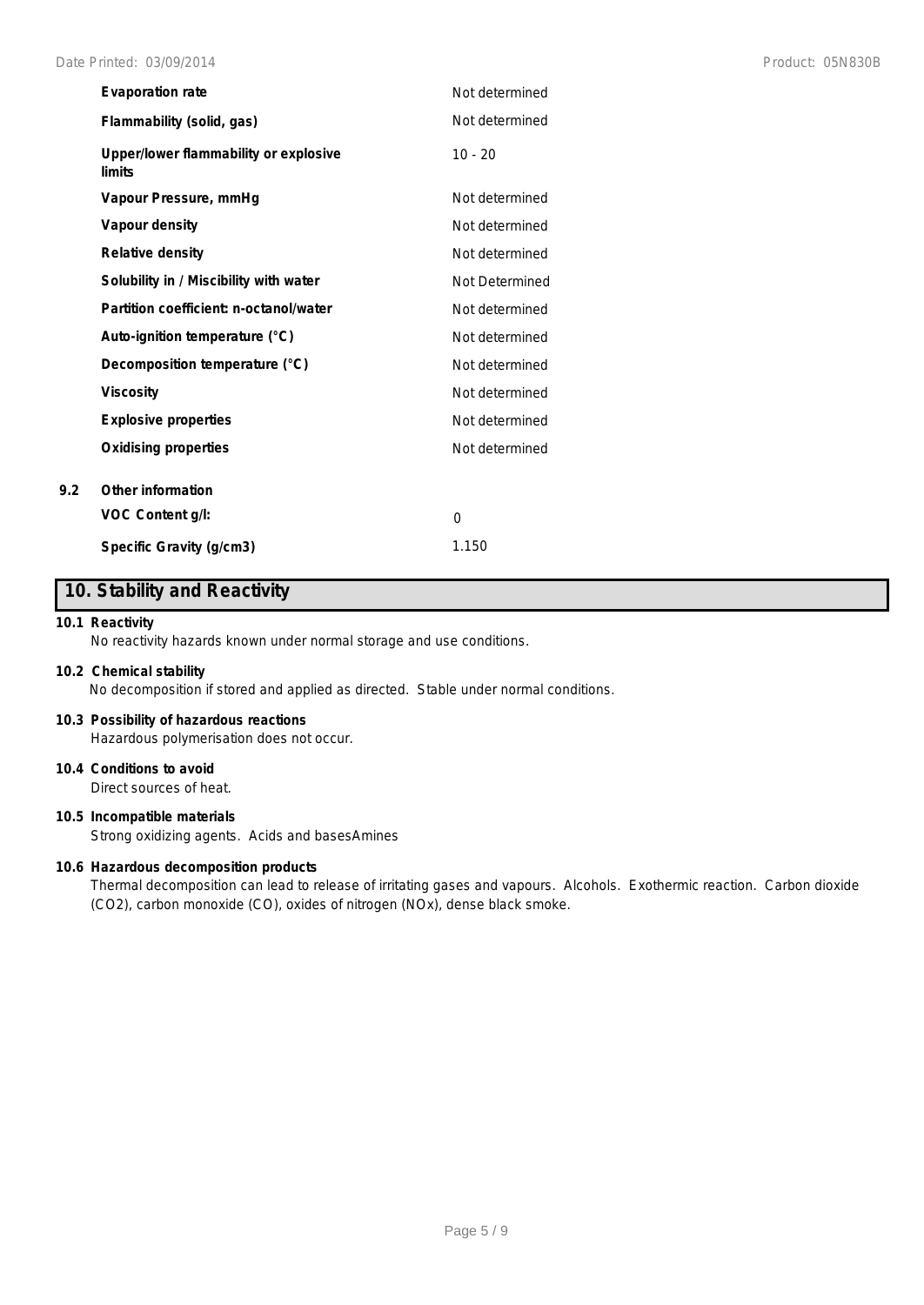| | |
|---|---|
| **Evaporation rate** | Not determined |
| **Flammability (solid, gas)** | Not determined |
| **Upper/lower flammability or explosive limits** | 10 - 20 |
| **Vapour Pressure, mmHg** | Not determined |
| **Vapour density** | Not determined |
| **Relative density** | Not determined |
| **Solubility in / Miscibility with water** | Not Determined |
| **Partition coefficient: n-octanol/water** | Not determined |
| **Auto-ignition temperature (°C)** | Not determined |
| **Decomposition temperature (°C)** | Not determined |
| **Viscosity** | Not determined |
| **Explosive properties** | Not determined |
| **Oxidising properties** | Not determined |

**9.2 Other information**

| | |
|---|---|
| **VOC Content g/l:** | 0 |
| **Specific Gravity (g/cm3)** | 1.150 |

## 10. Stability and Reactivity

**10.1 Reactivity**

No reactivity hazards known under normal storage and use conditions.

**10.2 Chemical stability**

No decomposition if stored and applied as directed. Stable under normal conditions.

**10.3 Possibility of hazardous reactions**

Hazardous polymerisation does not occur.

**10.4 Conditions to avoid**

Direct sources of heat.

**10.5 Incompatible materials**

Strong oxidizing agents. Acids and basesAmines

**10.6 Hazardous decomposition products**

Thermal decomposition can lead to release of irritating gases and vapours. Alcohols. Exothermic reaction. Carbon dioxide ($CO_2$), carbon monoxide (CO), oxides of nitrogen ($NO_x$), dense black smoke.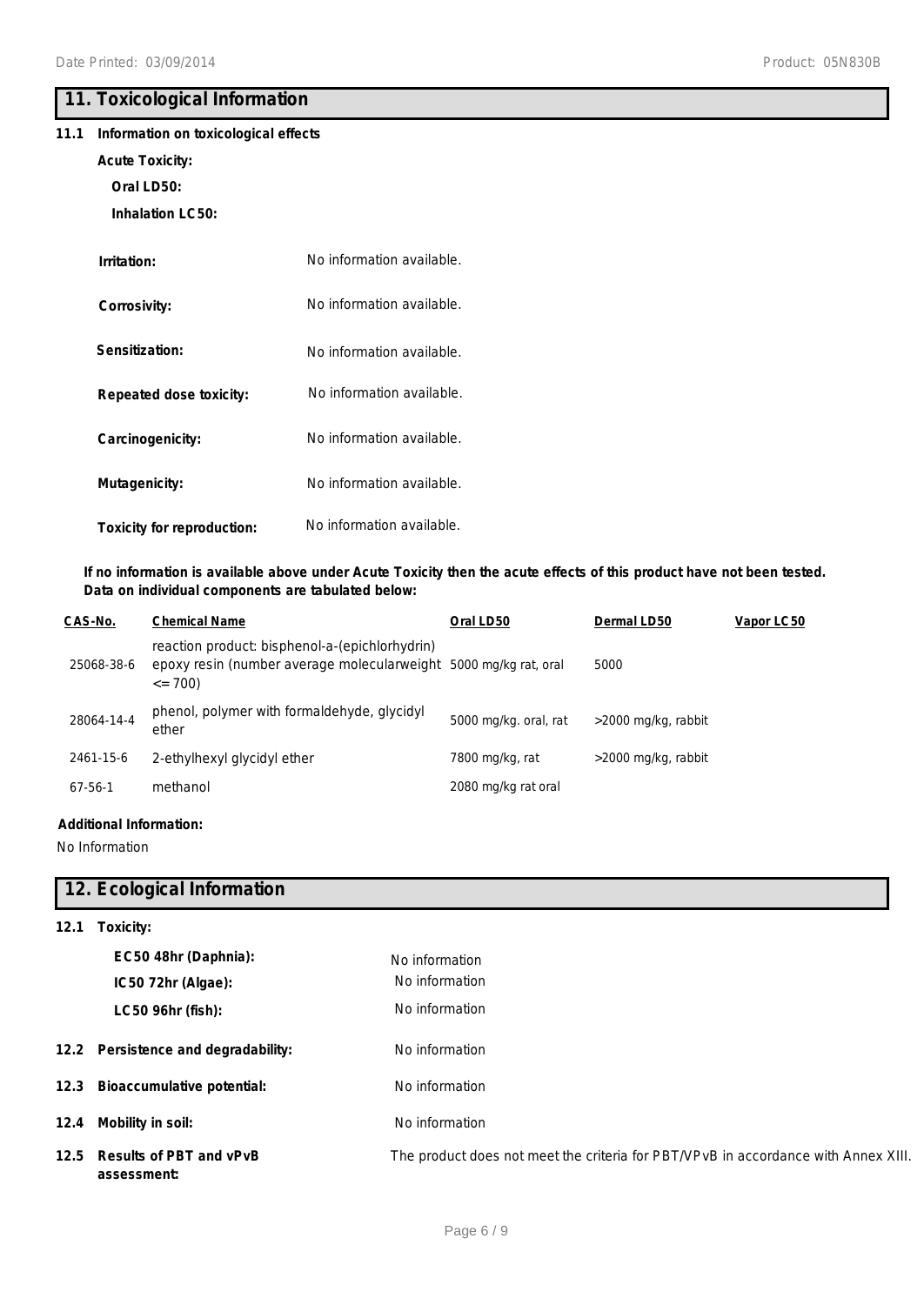## 11. Toxicological Information

**11.1 Information on toxicological effects**

**Acute Toxicity:**

**Oral LD50:**

**Inhalation LC50:**

**Irritation:** No information available.

**Corrosivity:** No information available.

**Sensitization:** No information available.

**Repeated dose toxicity:** No information available.

**Carcinogenicity:** No information available.

**Mutagenicity:** No information available.

**Toxicity for reproduction:** No information available.

**If no information is available above under Acute Toxicity then the acute effects of this product have not been tested. Data on individual components are tabulated below:**

| CAS-No. | Chemical Name | Oral LD50 | Dermal LD50 | Vapor LC50 |
|---|---|---|---|---|
| 25068-38-6 | reaction product: bisphenol-a-(epichlorhydrin) epoxy resin (number average molecularweight <= 700) | 5000 mg/kg rat, oral | 5000 | |
| 28064-14-4 | phenol, polymer with formaldehyde, glycidyl ether | 5000 mg/kg. oral, rat | >2000 mg/kg, rabbit | |
| 2461-15-6 | 2-ethylhexyl glycidyl ether | 7800 mg/kg, rat | >2000 mg/kg, rabbit | |
| 67-56-1 | methanol | 2080 mg/kg rat oral | | |

**Additional Information:**

No Information

## 12. Ecological Information

**12.1 Toxicity:**

**EC50 48hr (Daphnia):** No information

**IC50 72hr (Algae):** No information

**LC50 96hr (fish):** No information

**12.2 Persistence and degradability:** No information

**12.3 Bioaccumulative potential:** No information

**12.4 Mobility in soil:** No information

**12.5 Results of PBT and vPvB assessment:** The product does not meet the criteria for PBT/VPvB in accordance with Annex XIII.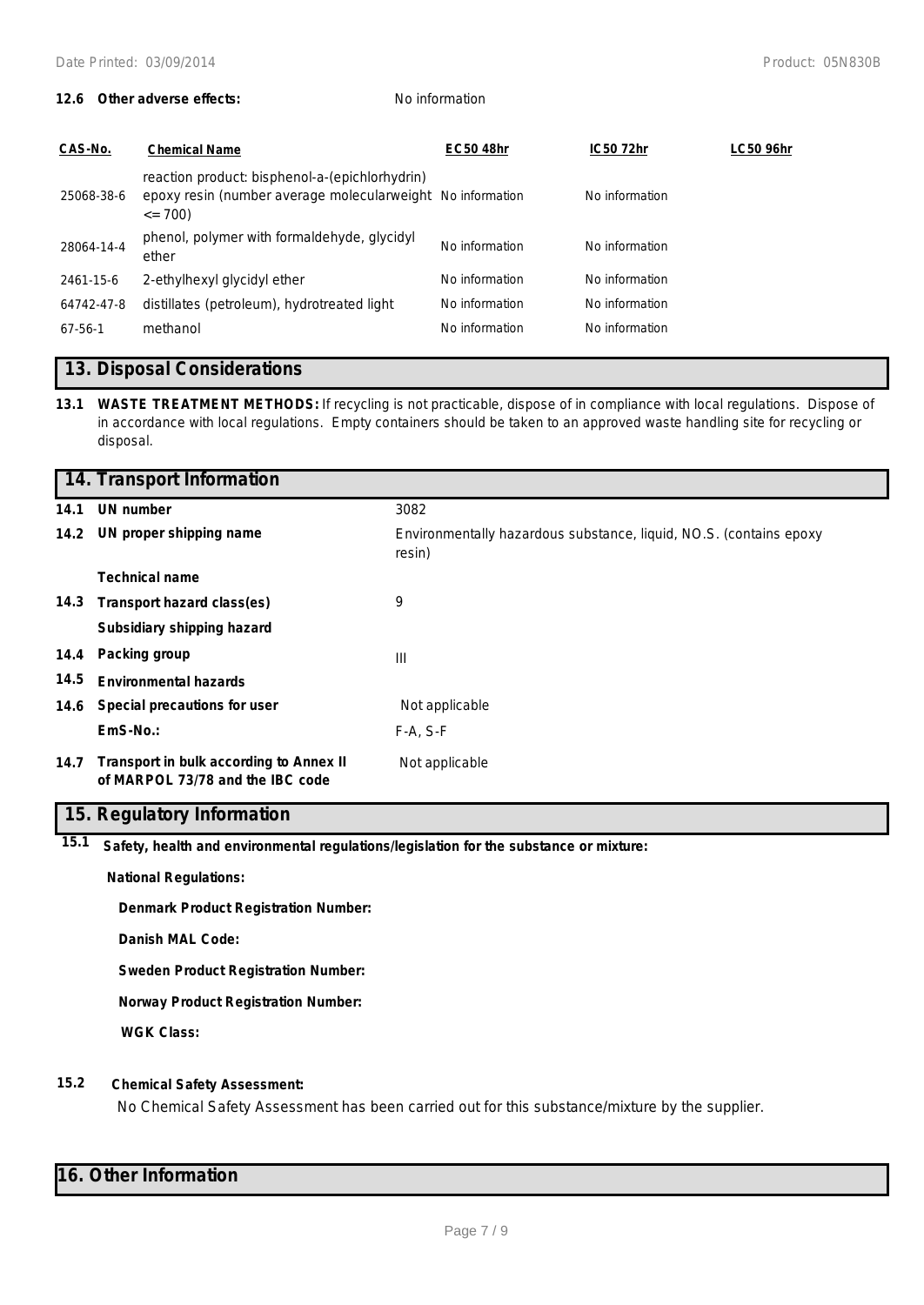**12.6 Other adverse effects:** No information

| CAS-No. | Chemical Name | EC50 48hr | IC50 72hr | LC50 96hr |
|---|---|---|---|---|
| 25068-38-6 | reaction product: bisphenol-a-(epichlorhydrin) epoxy resin (number average molecularweight <= 700) | No information | No information | |
| 28064-14-4 | phenol, polymer with formaldehyde, glycidyl ether | No information | No information | |
| 2461-15-6 | 2-ethylhexyl glycidyl ether | No information | No information | |
| 64742-47-8 | distillates (petroleum), hydrotreated light | No information | No information | |
| 67-56-1 | methanol | No information | No information | |

## 13. Disposal Considerations

**13.1 WASTE TREATMENT METHODS:** If recycling is not practicable, dispose of in compliance with local regulations. Dispose of in accordance with local regulations. Empty containers should be taken to an approved waste handling site for recycling or disposal.

## 14. Transport Information

| | | |
|---|---|---|
| **14.1** | **UN number** | 3082 |
| **14.2** | **UN proper shipping name** | Environmentally hazardous substance, liquid, NO.S. (contains epoxy resin) |
| | **Technical name** | |
| **14.3** | **Transport hazard class(es)** | 9 |
| | **Subsidiary shipping hazard** | |
| **14.4** | **Packing group** | III |
| **14.5** | **Environmental hazards** | |
| **14.6** | **Special precautions for user** | Not applicable |
| | **EmS-No.:** | F-A, S-F |
| **14.7** | **Transport in bulk according to Annex II of MARPOL 73/78 and the IBC code** | Not applicable |

## 15. Regulatory Information

**15.1 Safety, health and environmental regulations/legislation for the substance or mixture:**

**National Regulations:**

**Denmark Product Registration Number:**

**Danish MAL Code:**

**Sweden Product Registration Number:**

**Norway Product Registration Number:**

**WGK Class:**

**15.2 Chemical Safety Assessment:**

No Chemical Safety Assessment has been carried out for this substance/mixture by the supplier.

## 16. Other Information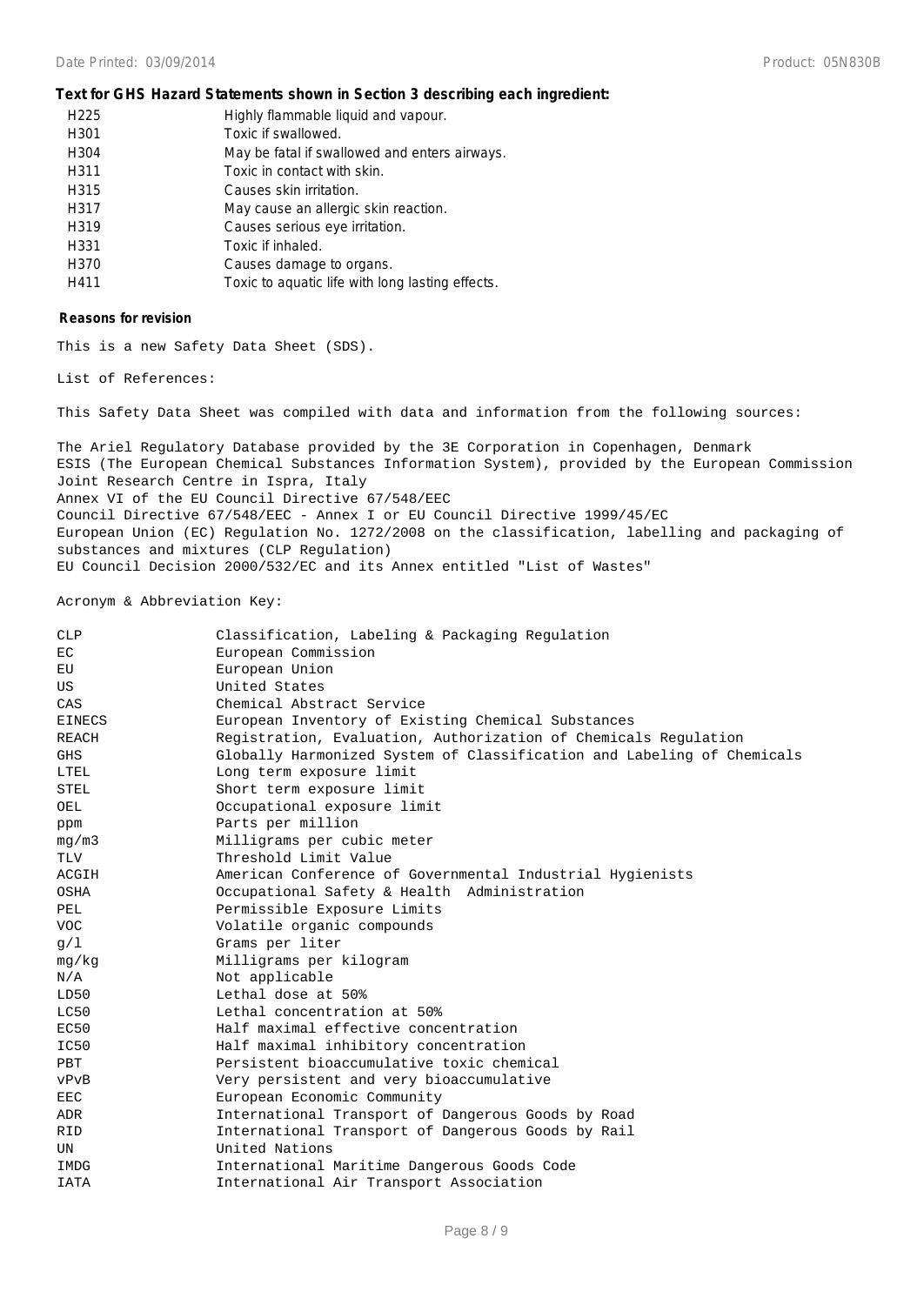**Text for GHS Hazard Statements shown in Section 3 describing each ingredient:**

| | |
|---|---|
| H225 | Highly flammable liquid and vapour. |
| H301 | Toxic if swallowed. |
| H304 | May be fatal if swallowed and enters airways. |
| H311 | Toxic in contact with skin. |
| H315 | Causes skin irritation. |
| H317 | May cause an allergic skin reaction. |
| H319 | Causes serious eye irritation. |
| H331 | Toxic if inhaled. |
| H370 | Causes damage to organs. |
| H411 | Toxic to aquatic life with long lasting effects. |

**Reasons for revision**

This is a new Safety Data Sheet (SDS).

List of References:

This Safety Data Sheet was compiled with data and information from the following sources:

The Ariel Regulatory Database provided by the 3E Corporation in Copenhagen, Denmark
ESIS (The European Chemical Substances Information System), provided by the European Commission Joint Research Centre in Ispra, Italy
Annex VI of the EU Council Directive 67/548/EEC
Council Directive 67/548/EEC - Annex I or EU Council Directive 1999/45/EC
European Union (EC) Regulation No. 1272/2008 on the classification, labelling and packaging of substances and mixtures (CLP Regulation)
EU Council Decision 2000/532/EC and its Annex entitled "List of Wastes"

Acronym & Abbreviation Key:

| | |
|---|---|
| CLP | Classification, Labeling & Packaging Regulation |
| EC | European Commission |
| EU | European Union |
| US | United States |
| CAS | Chemical Abstract Service |
| EINECS | European Inventory of Existing Chemical Substances |
| REACH | Registration, Evaluation, Authorization of Chemicals Regulation |
| GHS | Globally Harmonized System of Classification and Labeling of Chemicals |
| LTEL | Long term exposure limit |
| STEL | Short term exposure limit |
| OEL | Occupational exposure limit |
| ppm | Parts per million |
| mg/m3 | Milligrams per cubic meter |
| TLV | Threshold Limit Value |
| ACGIH | American Conference of Governmental Industrial Hygienists |
| OSHA | Occupational Safety & Health Administration |
| PEL | Permissible Exposure Limits |
| VOC | Volatile organic compounds |
| g/l | Grams per liter |
| mg/kg | Milligrams per kilogram |
| N/A | Not applicable |
| LD50 | Lethal dose at 50% |
| LC50 | Lethal concentration at 50% |
| EC50 | Half maximal effective concentration |
| IC50 | Half maximal inhibitory concentration |
| PBT | Persistent bioaccumulative toxic chemical |
| vPvB | Very persistent and very bioaccumulative |
| EEC | European Economic Community |
| ADR | International Transport of Dangerous Goods by Road |
| RID | International Transport of Dangerous Goods by Rail |
| UN | United Nations |
| IMDG | International Maritime Dangerous Goods Code |
| IATA | International Air Transport Association |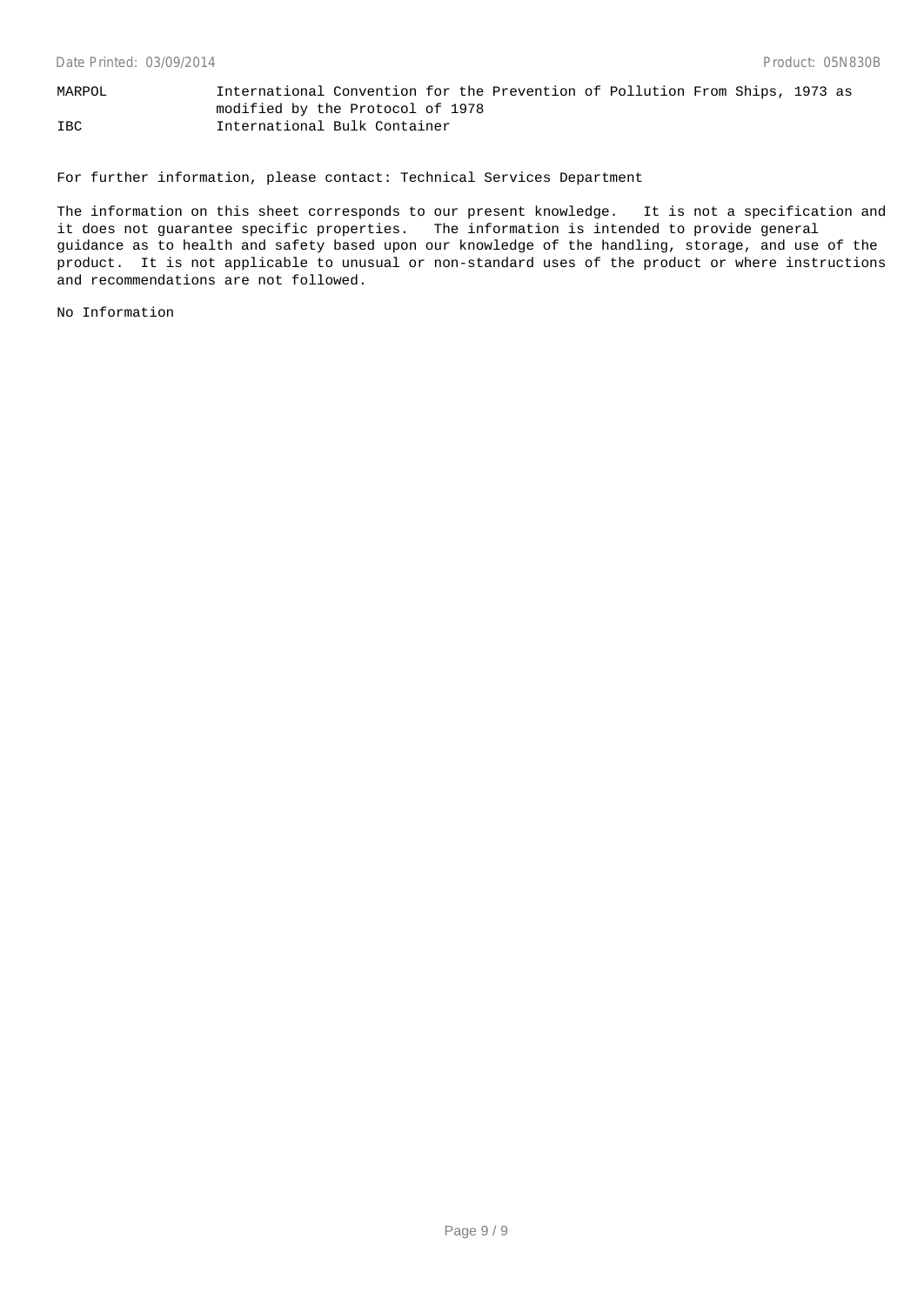| | |
|---|---|
| MARPOL | International Convention for the Prevention of Pollution From Ships, 1973 as modified by the Protocol of 1978 |
| IBC | International Bulk Container |

For further information, please contact: Technical Services Department

The information on this sheet corresponds to our present knowledge. It is not a specification and it does not guarantee specific properties. The information is intended to provide general guidance as to health and safety based upon our knowledge of the handling, storage, and use of the product. It is not applicable to unusual or non-standard uses of the product or where instructions and recommendations are not followed.

No Information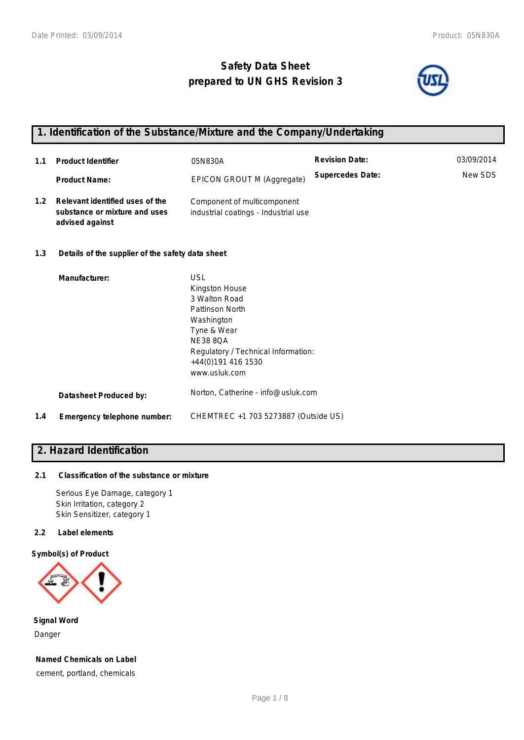# Safety Data Sheet
# prepared to UN GHS Revision 3

## 1. Identification of the Substance/Mixture and the Company/Undertaking

| | | | | |
|---|---|---|---|---|
| **1.1** | **Product Identifier** | 05N830A | **Revision Date:** | 03/09/2014 |
| | **Product Name:** | EPICON GROUT M (Aggregate) | **Supercedes Date:** | New SDS |
| **1.2** | **Relevant identified uses of the substance or mixture and uses advised against** | Component of multicomponent industrial coatings - Industrial use | | |

**1.3 Details of the supplier of the safety data sheet**

**Manufacturer:**

USL
Kingston House
3 Walton Road
Pattinson North
Washington
Tyne & Wear
NE38 8QA
Regulatory / Technical Information:
+44(0)191 416 1530
www.usluk.com

**Datasheet Produced by:** Norton, Catherine - info@usluk.com

**1.4 Emergency telephone number:** CHEMTREC +1 703 5273887 (Outside US)

## 2. Hazard Identification

**2.1 Classification of the substance or mixture**

Serious Eye Damage, category 1
Skin Irritation, category 2
Skin Sensitizer, category 1

**2.2 Label elements**

**Symbol(s) of Product**

**Signal Word**

Danger

**Named Chemicals on Label**

cement, portland, chemicals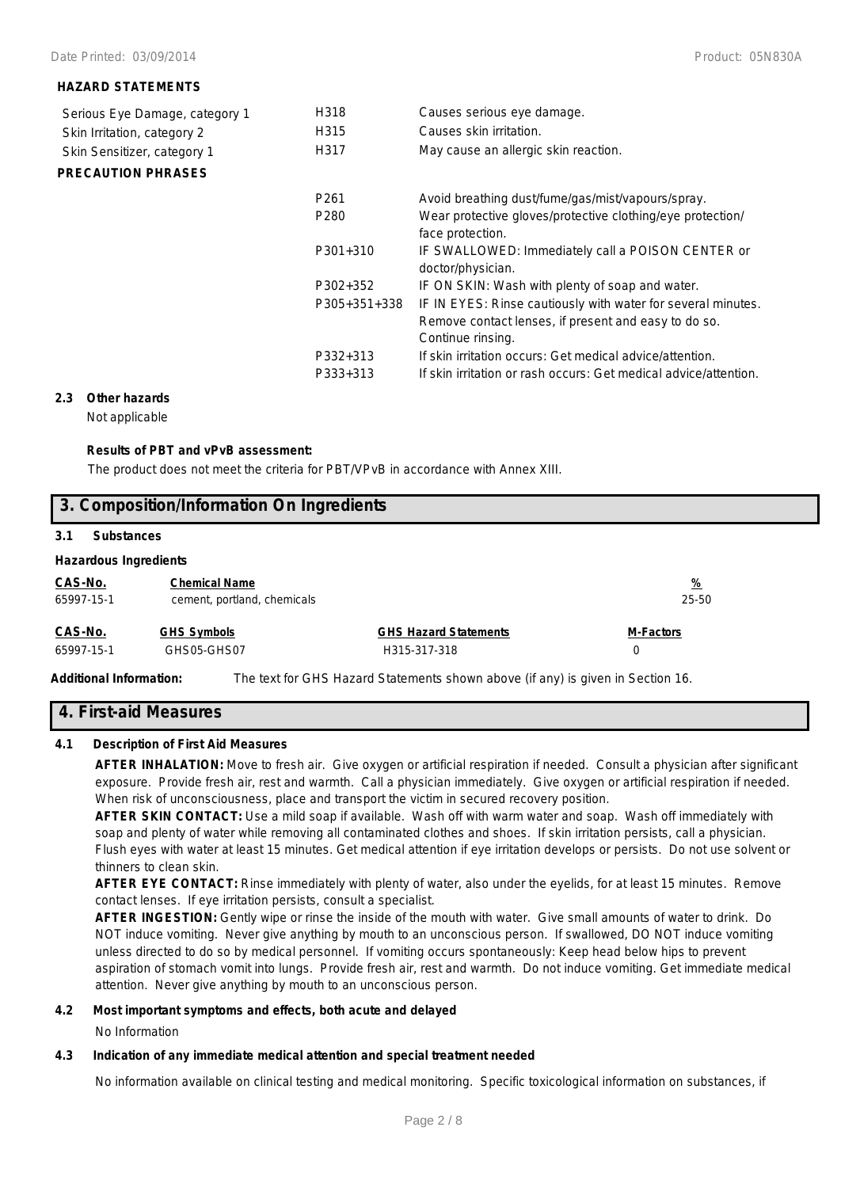**HAZARD STATEMENTS**

| | | |
|---|---|---|
| Serious Eye Damage, category 1 | H318 | Causes serious eye damage. |
| Skin Irritation, category 2 | H315 | Causes skin irritation. |
| Skin Sensitizer, category 1 | H317 | May cause an allergic skin reaction. |

**PRECAUTION PHRASES**

| | |
|---|---|
| P261 | Avoid breathing dust/fume/gas/mist/vapours/spray. |
| P280 | Wear protective gloves/protective clothing/eye protection/ face protection. |
| P301+310 | IF SWALLOWED: Immediately call a POISON CENTER or doctor/physician. |
| P302+352 | IF ON SKIN: Wash with plenty of soap and water. |
| P305+351+338 | IF IN EYES: Rinse cautiously with water for several minutes. Remove contact lenses, if present and easy to do so. Continue rinsing. |
| P332+313 | If skin irritation occurs: Get medical advice/attention. |
| P333+313 | If skin irritation or rash occurs: Get medical advice/attention. |

**2.3 Other hazards**

Not applicable

**Results of PBT and vPvB assessment:**

The product does not meet the criteria for PBT/VPvB in accordance with Annex XIII.

## 3. Composition/Information On Ingredients

**3.1 Substances**

**Hazardous Ingredients**

| CAS-No. | Chemical Name | % |
|---|---|---|
| 65997-15-1 | cement, portland, chemicals | 25-50 |

| CAS-No. | GHS Symbols | GHS Hazard Statements | M-Factors |
|---|---|---|---|
| 65997-15-1 | GHS05-GHS07 | H315-317-318 | 0 |

**Additional Information:** The text for GHS Hazard Statements shown above (if any) is given in Section 16.

## 4. First-aid Measures

**4.1 Description of First Aid Measures**

**AFTER INHALATION:** Move to fresh air. Give oxygen or artificial respiration if needed. Consult a physician after significant exposure. Provide fresh air, rest and warmth. Call a physician immediately. Give oxygen or artificial respiration if needed. When risk of unconsciousness, place and transport the victim in secured recovery position.

**AFTER SKIN CONTACT:** Use a mild soap if available. Wash off with warm water and soap. Wash off immediately with soap and plenty of water while removing all contaminated clothes and shoes. If skin irritation persists, call a physician. Flush eyes with water at least 15 minutes. Get medical attention if eye irritation develops or persists. Do not use solvent or thinners to clean skin.

**AFTER EYE CONTACT:** Rinse immediately with plenty of water, also under the eyelids, for at least 15 minutes. Remove contact lenses. If eye irritation persists, consult a specialist.

**AFTER INGESTION:** Gently wipe or rinse the inside of the mouth with water. Give small amounts of water to drink. Do NOT induce vomiting. Never give anything by mouth to an unconscious person. If swallowed, DO NOT induce vomiting unless directed to do so by medical personnel. If vomiting occurs spontaneously: Keep head below hips to prevent aspiration of stomach vomit into lungs. Provide fresh air, rest and warmth. Do not induce vomiting. Get immediate medical attention. Never give anything by mouth to an unconscious person.

**4.2 Most important symptoms and effects, both acute and delayed**

No Information

**4.3 Indication of any immediate medical attention and special treatment needed**

No information available on clinical testing and medical monitoring. Specific toxicological information on substances, if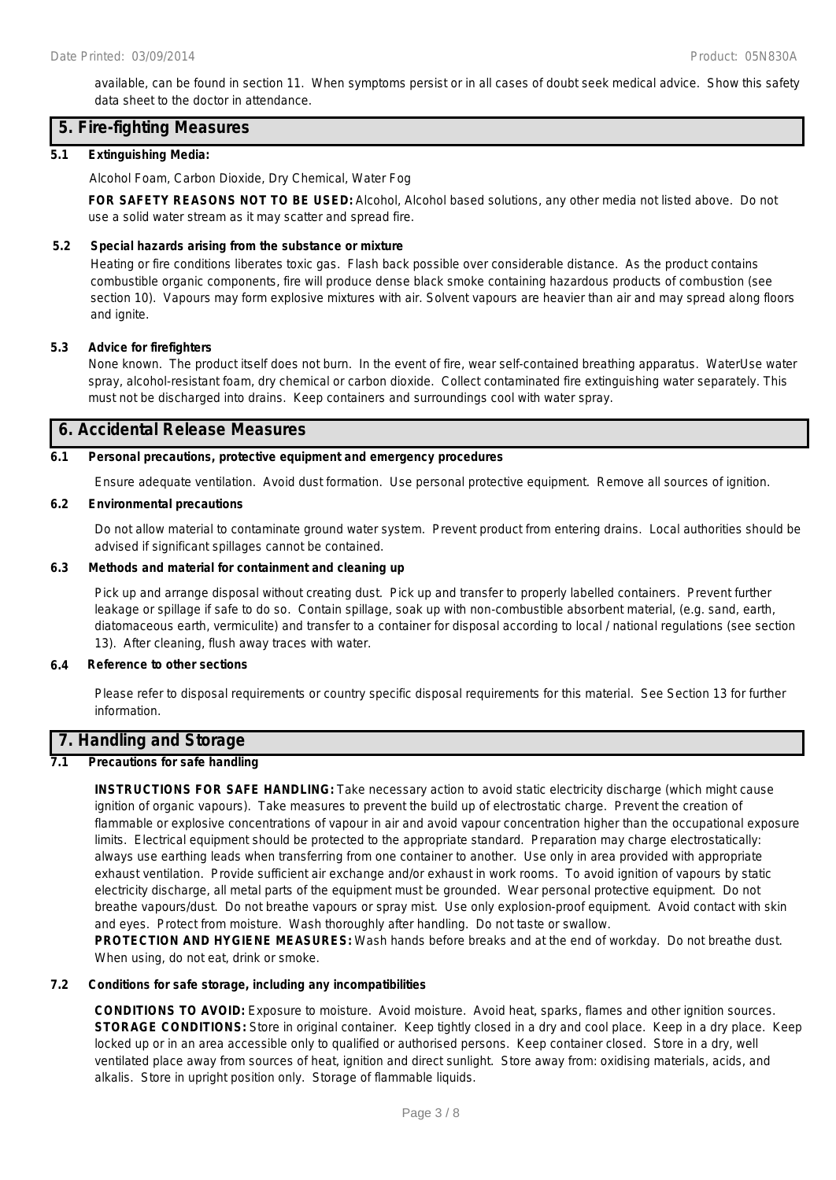available, can be found in section 11. When symptoms persist or in all cases of doubt seek medical advice. Show this safety data sheet to the doctor in attendance.

## 5. Fire-fighting Measures

### 5.1 Extinguishing Media:

Alcohol Foam, Carbon Dioxide, Dry Chemical, Water Fog

**FOR SAFETY REASONS NOT TO BE USED:** Alcohol, Alcohol based solutions, any other media not listed above. Do not use a solid water stream as it may scatter and spread fire.

### 5.2 Special hazards arising from the substance or mixture

Heating or fire conditions liberates toxic gas. Flash back possible over considerable distance. As the product contains combustible organic components, fire will produce dense black smoke containing hazardous products of combustion (see section 10). Vapours may form explosive mixtures with air. Solvent vapours are heavier than air and may spread along floors and ignite.

### 5.3 Advice for firefighters

None known. The product itself does not burn. In the event of fire, wear self-contained breathing apparatus. WaterUse water spray, alcohol-resistant foam, dry chemical or carbon dioxide. Collect contaminated fire extinguishing water separately. This must not be discharged into drains. Keep containers and surroundings cool with water spray.

## 6. Accidental Release Measures

### 6.1 Personal precautions, protective equipment and emergency procedures

Ensure adequate ventilation. Avoid dust formation. Use personal protective equipment. Remove all sources of ignition.

### 6.2 Environmental precautions

Do not allow material to contaminate ground water system. Prevent product from entering drains. Local authorities should be advised if significant spillages cannot be contained.

### 6.3 Methods and material for containment and cleaning up

Pick up and arrange disposal without creating dust. Pick up and transfer to properly labelled containers. Prevent further leakage or spillage if safe to do so. Contain spillage, soak up with non-combustible absorbent material, (e.g. sand, earth, diatomaceous earth, vermiculite) and transfer to a container for disposal according to local / national regulations (see section 13). After cleaning, flush away traces with water.

### 6.4 Reference to other sections

Please refer to disposal requirements or country specific disposal requirements for this material. See Section 13 for further information.

## 7. Handling and Storage

### 7.1 Precautions for safe handling

**INSTRUCTIONS FOR SAFE HANDLING:** Take necessary action to avoid static electricity discharge (which might cause ignition of organic vapours). Take measures to prevent the build up of electrostatic charge. Prevent the creation of flammable or explosive concentrations of vapour in air and avoid vapour concentration higher than the occupational exposure limits. Electrical equipment should be protected to the appropriate standard. Preparation may charge electrostatically: always use earthing leads when transferring from one container to another. Use only in area provided with appropriate exhaust ventilation. Provide sufficient air exchange and/or exhaust in work rooms. To avoid ignition of vapours by static electricity discharge, all metal parts of the equipment must be grounded. Wear personal protective equipment. Do not breathe vapours/dust. Do not breathe vapours or spray mist. Use only explosion-proof equipment. Avoid contact with skin and eyes. Protect from moisture. Wash thoroughly after handling. Do not taste or swallow.
**PROTECTION AND HYGIENE MEASURES:** Wash hands before breaks and at the end of workday. Do not breathe dust. When using, do not eat, drink or smoke.

### 7.2 Conditions for safe storage, including any incompatibilities

**CONDITIONS TO AVOID:** Exposure to moisture. Avoid moisture. Avoid heat, sparks, flames and other ignition sources.
**STORAGE CONDITIONS:** Store in original container. Keep tightly closed in a dry and cool place. Keep in a dry place. Keep locked up or in an area accessible only to qualified or authorised persons. Keep container closed. Store in a dry, well ventilated place away from sources of heat, ignition and direct sunlight. Store away from: oxidising materials, acids, and alkalis. Store in upright position only. Storage of flammable liquids.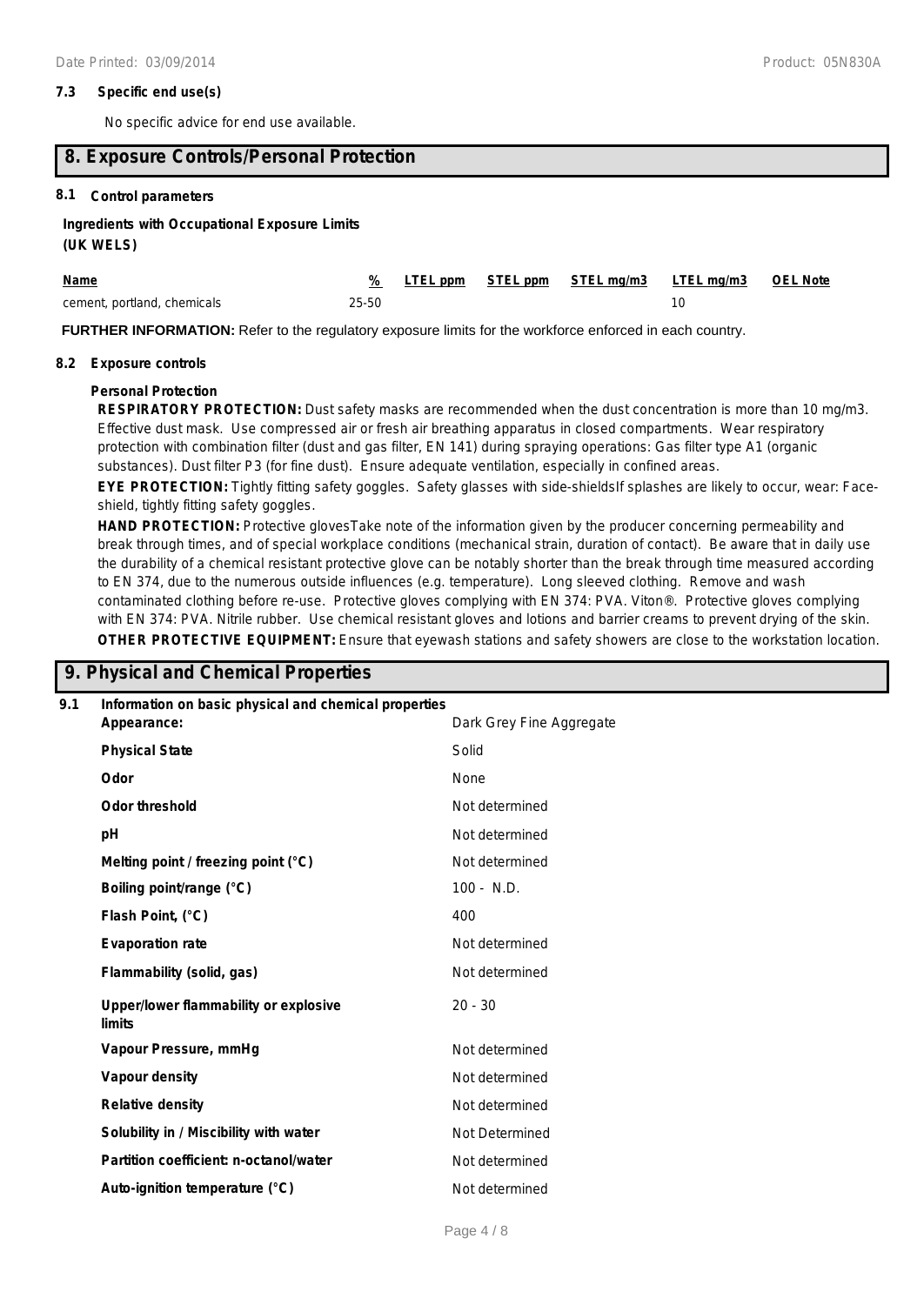### 7.3 Specific end use(s)

No specific advice for end use available.

## 8. Exposure Controls/Personal Protection

### 8.1 Control parameters

**Ingredients with Occupational Exposure Limits (UK WELS)**

| Name | % | LTEL ppm | STEL ppm | STEL mg/m3 | LTEL mg/m3 | OEL Note |
|---|---|---|---|---|---|---|
| cement, portland, chemicals | 25-50 | | | | 10 | |

**FURTHER INFORMATION:** Refer to the regulatory exposure limits for the workforce enforced in each country.

### 8.2 Exposure controls

**Personal Protection**

**RESPIRATORY PROTECTION:** Dust safety masks are recommended when the dust concentration is more than 10 mg/m3. Effective dust mask. Use compressed air or fresh air breathing apparatus in closed compartments. Wear respiratory protection with combination filter (dust and gas filter, EN 141) during spraying operations: Gas filter type A1 (organic substances). Dust filter P3 (for fine dust). Ensure adequate ventilation, especially in confined areas.

**EYE PROTECTION:** Tightly fitting safety goggles. Safety glasses with side-shieldsIf splashes are likely to occur, wear: Face-shield, tightly fitting safety goggles.

**HAND PROTECTION:** Protective glovesTake note of the information given by the producer concerning permeability and break through times, and of special workplace conditions (mechanical strain, duration of contact). Be aware that in daily use the durability of a chemical resistant protective glove can be notably shorter than the break through time measured according to EN 374, due to the numerous outside influences (e.g. temperature). Long sleeved clothing. Remove and wash contaminated clothing before re-use. Protective gloves complying with EN 374: PVA. Viton®. Protective gloves complying with EN 374: PVA. Nitrile rubber. Use chemical resistant gloves and lotions and barrier creams to prevent drying of the skin.

**OTHER PROTECTIVE EQUIPMENT:** Ensure that eyewash stations and safety showers are close to the workstation location.

## 9. Physical and Chemical Properties

### 9.1 Information on basic physical and chemical properties

| Property | Value |
|---|---|
| **Appearance:** | Dark Grey Fine Aggregate |
| **Physical State** | Solid |
| **Odor** | None |
| **Odor threshold** | Not determined |
| **pH** | Not determined |
| **Melting point / freezing point (°C)** | Not determined |
| **Boiling point/range (°C)** | 100 - N.D. |
| **Flash Point, (°C)** | 400 |
| **Evaporation rate** | Not determined |
| **Flammability (solid, gas)** | Not determined |
| **Upper/lower flammability or explosive limits** | 20 - 30 |
| **Vapour Pressure, mmHg** | Not determined |
| **Vapour density** | Not determined |
| **Relative density** | Not determined |
| **Solubility in / Miscibility with water** | Not Determined |
| **Partition coefficient: n-octanol/water** | Not determined |
| **Auto-ignition temperature (°C)** | Not determined |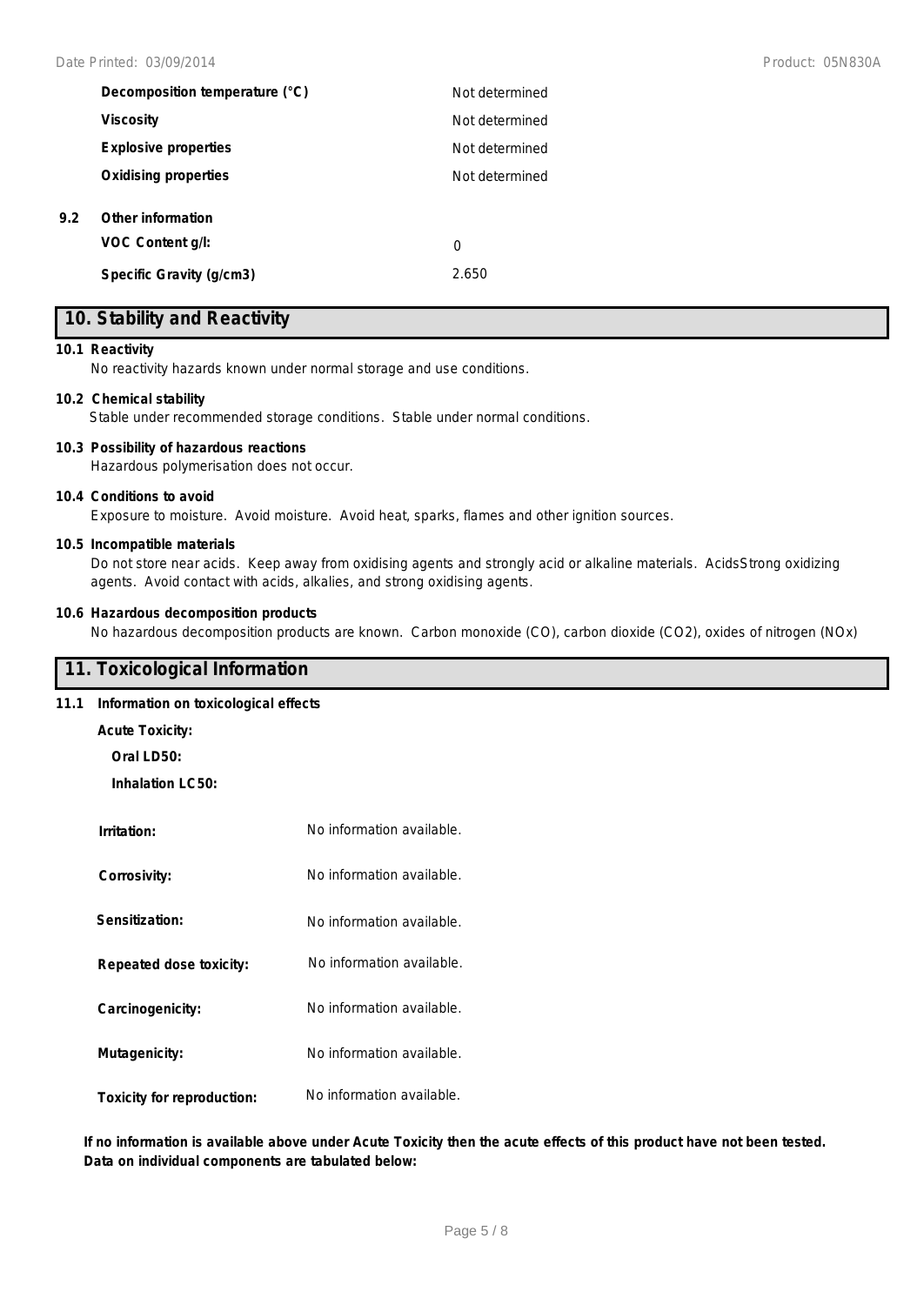| | |
|---|---|
| **Decomposition temperature (°C)** | Not determined |
| **Viscosity** | Not determined |
| **Explosive properties** | Not determined |
| **Oxidising properties** | Not determined |

**9.2 Other information**

| | |
|---|---|
| **VOC Content g/l:** | 0 |
| **Specific Gravity (g/cm3)** | 2.650 |

## 10. Stability and Reactivity

**10.1 Reactivity**

No reactivity hazards known under normal storage and use conditions.

**10.2 Chemical stability**

Stable under recommended storage conditions. Stable under normal conditions.

**10.3 Possibility of hazardous reactions**

Hazardous polymerisation does not occur.

**10.4 Conditions to avoid**

Exposure to moisture. Avoid moisture. Avoid heat, sparks, flames and other ignition sources.

**10.5 Incompatible materials**

Do not store near acids. Keep away from oxidising agents and strongly acid or alkaline materials. AcidsStrong oxidizing agents. Avoid contact with acids, alkalies, and strong oxidising agents.

**10.6 Hazardous decomposition products**

No hazardous decomposition products are known. Carbon monoxide (CO), carbon dioxide ($CO_2$), oxides of nitrogen ($NO_x$)

## 11. Toxicological Information

**11.1 Information on toxicological effects**

**Acute Toxicity:**

**Oral LD50:**

**Inhalation LC50:**

| | |
|---|---|
| **Irritation:** | No information available. |
| **Corrosivity:** | No information available. |
| **Sensitization:** | No information available. |
| **Repeated dose toxicity:** | No information available. |
| **Carcinogenicity:** | No information available. |
| **Mutagenicity:** | No information available. |
| **Toxicity for reproduction:** | No information available. |

**If no information is available above under Acute Toxicity then the acute effects of this product have not been tested. Data on individual components are tabulated below:**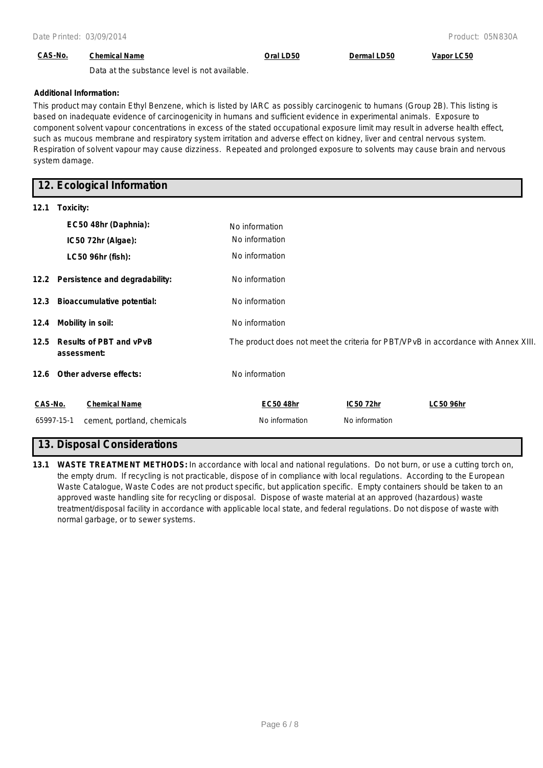| CAS-No. | Chemical Name | Oral LD50 | Dermal LD50 | Vapor LC50 |
|---|---|---|---|---|
| | Data at the substance level is not available. | | | |

**Additional Information:**

This product may contain Ethyl Benzene, which is listed by IARC as possibly carcinogenic to humans (Group 2B). This listing is based on inadequate evidence of carcinogenicity in humans and sufficient evidence in experimental animals. Exposure to component solvent vapour concentrations in excess of the stated occupational exposure limit may result in adverse health effect, such as mucous membrane and respiratory system irritation and adverse effect on kidney, liver and central nervous system. Respiration of solvent vapour may cause dizziness. Repeated and prolonged exposure to solvents may cause brain and nervous system damage.

## 12. Ecological Information

**12.1 Toxicity:**

| | |
|---|---|
| **EC50 48hr (Daphnia):** | No information |
| **IC50 72hr (Algae):** | No information |
| **LC50 96hr (fish):** | No information |

**12.2 Persistence and degradability:** No information

**12.3 Bioaccumulative potential:** No information

**12.4 Mobility in soil:** No information

**12.5 Results of PBT and vPvB assessment:** The product does not meet the criteria for PBT/VPvB in accordance with Annex XIII.

**12.6 Other adverse effects:** No information

| CAS-No. | Chemical Name | EC50 48hr | IC50 72hr | LC50 96hr |
|---|---|---|---|---|
| 65997-15-1 | cement, portland, chemicals | No information | No information | |

## 13. Disposal Considerations

**13.1 WASTE TREATMENT METHODS:** In accordance with local and national regulations. Do not burn, or use a cutting torch on, the empty drum. If recycling is not practicable, dispose of in compliance with local regulations. According to the European Waste Catalogue, Waste Codes are not product specific, but application specific. Empty containers should be taken to an approved waste handling site for recycling or disposal. Dispose of waste material at an approved (hazardous) waste treatment/disposal facility in accordance with applicable local state, and federal regulations. Do not dispose of waste with normal garbage, or to sewer systems.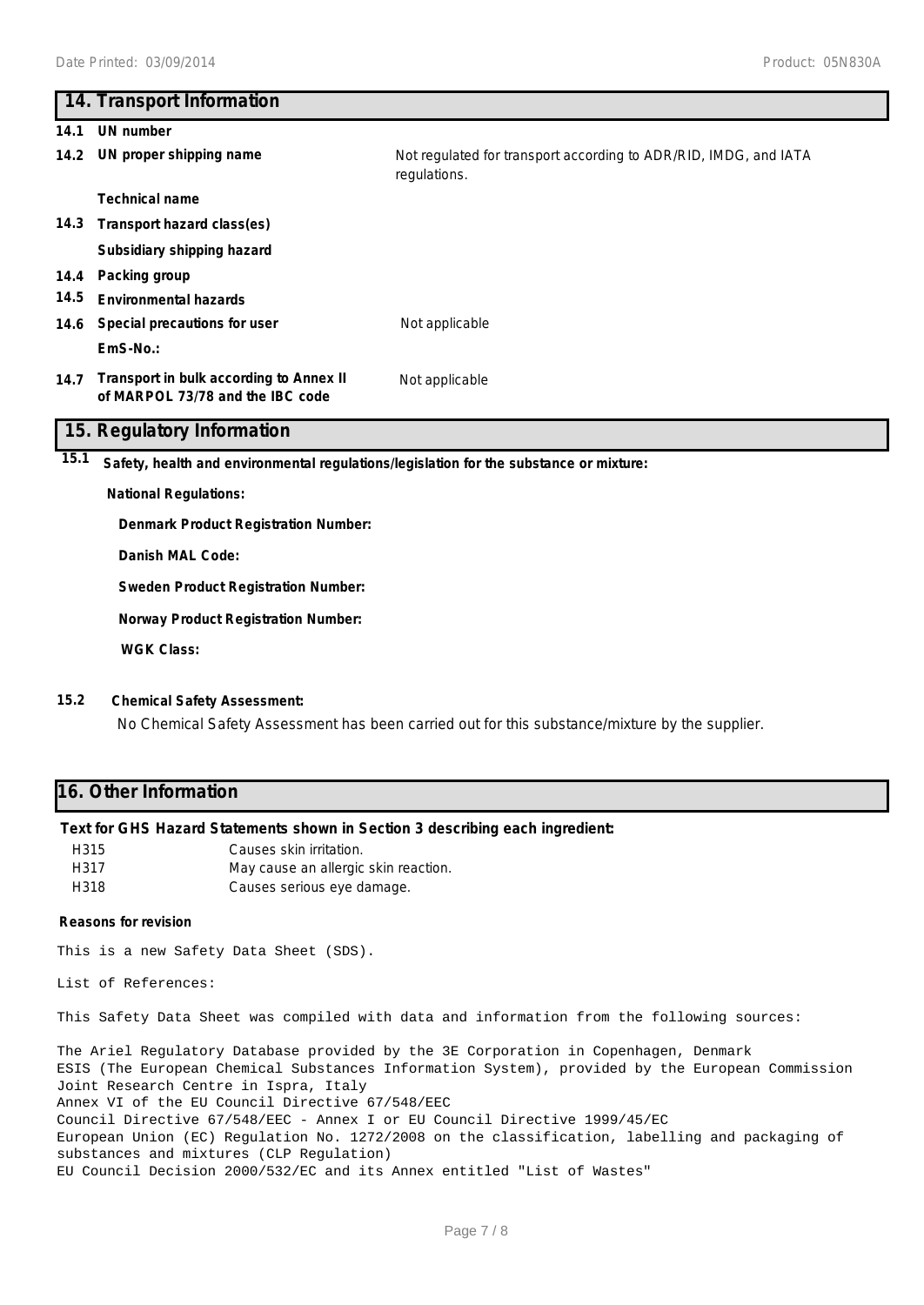## 14. Transport Information

| | | |
|---|---|---|
| **14.1** | **UN number** | |
| **14.2** | **UN proper shipping name** | Not regulated for transport according to ADR/RID, IMDG, and IATA regulations. |
| | **Technical name** | |
| **14.3** | **Transport hazard class(es)** | |
| | **Subsidiary shipping hazard** | |
| **14.4** | **Packing group** | |
| **14.5** | **Environmental hazards** | |
| **14.6** | **Special precautions for user** | Not applicable |
| | **EmS-No.:** | |
| **14.7** | **Transport in bulk according to Annex II of MARPOL 73/78 and the IBC code** | Not applicable |

## 15. Regulatory Information

**15.1 Safety, health and environmental regulations/legislation for the substance or mixture:**

**National Regulations:**

**Denmark Product Registration Number:**

**Danish MAL Code:**

**Sweden Product Registration Number:**

**Norway Product Registration Number:**

**WGK Class:**

**15.2 Chemical Safety Assessment:**

No Chemical Safety Assessment has been carried out for this substance/mixture by the supplier.

## 16. Other Information

**Text for GHS Hazard Statements shown in Section 3 describing each ingredient:**

| | |
|---|---|
| H315 | Causes skin irritation. |
| H317 | May cause an allergic skin reaction. |
| H318 | Causes serious eye damage. |

**Reasons for revision**

This is a new Safety Data Sheet (SDS).

List of References:

This Safety Data Sheet was compiled with data and information from the following sources:

The Ariel Regulatory Database provided by the 3E Corporation in Copenhagen, Denmark
ESIS (The European Chemical Substances Information System), provided by the European Commission Joint Research Centre in Ispra, Italy
Annex VI of the EU Council Directive 67/548/EEC
Council Directive 67/548/EEC - Annex I or EU Council Directive 1999/45/EC
European Union (EC) Regulation No. 1272/2008 on the classification, labelling and packaging of substances and mixtures (CLP Regulation)
EU Council Decision 2000/532/EC and its Annex entitled "List of Wastes"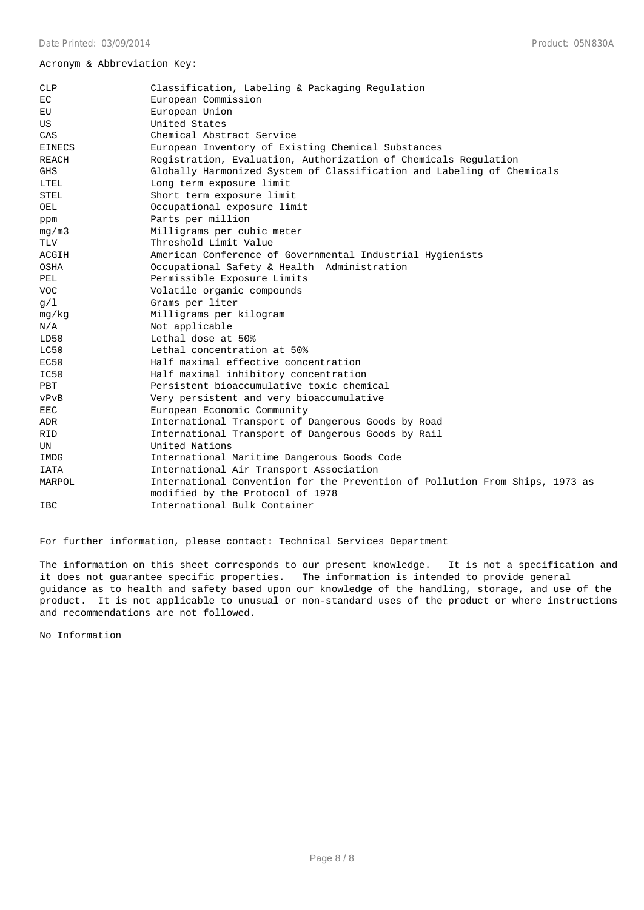Acronym & Abbreviation Key:

| | |
|---|---|
| CLP | Classification, Labeling & Packaging Regulation |
| EC | European Commission |
| EU | European Union |
| US | United States |
| CAS | Chemical Abstract Service |
| EINECS | European Inventory of Existing Chemical Substances |
| REACH | Registration, Evaluation, Authorization of Chemicals Regulation |
| GHS | Globally Harmonized System of Classification and Labeling of Chemicals |
| LTEL | Long term exposure limit |
| STEL | Short term exposure limit |
| OEL | Occupational exposure limit |
| ppm | Parts per million |
| mg/m3 | Milligrams per cubic meter |
| TLV | Threshold Limit Value |
| ACGIH | American Conference of Governmental Industrial Hygienists |
| OSHA | Occupational Safety & Health Administration |
| PEL | Permissible Exposure Limits |
| VOC | Volatile organic compounds |
| g/l | Grams per liter |
| mg/kg | Milligrams per kilogram |
| N/A | Not applicable |
| LD50 | Lethal dose at 50% |
| LC50 | Lethal concentration at 50% |
| EC50 | Half maximal effective concentration |
| IC50 | Half maximal inhibitory concentration |
| PBT | Persistent bioaccumulative toxic chemical |
| vPvB | Very persistent and very bioaccumulative |
| EEC | European Economic Community |
| ADR | International Transport of Dangerous Goods by Road |
| RID | International Transport of Dangerous Goods by Rail |
| UN | United Nations |
| IMDG | International Maritime Dangerous Goods Code |
| IATA | International Air Transport Association |
| MARPOL | International Convention for the Prevention of Pollution From Ships, 1973 as modified by the Protocol of 1978 |
| IBC | International Bulk Container |

For further information, please contact: Technical Services Department

The information on this sheet corresponds to our present knowledge. It is not a specification and it does not guarantee specific properties. The information is intended to provide general guidance as to health and safety based upon our knowledge of the handling, storage, and use of the product. It is not applicable to unusual or non-standard uses of the product or where instructions and recommendations are not followed.

No Information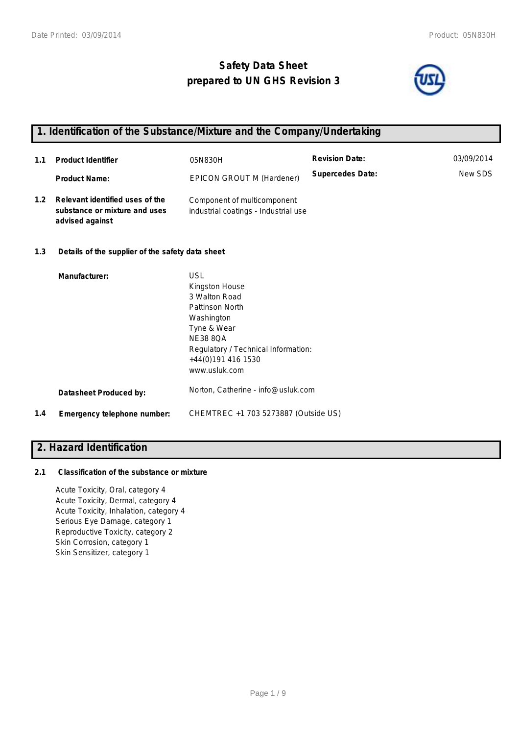# Safety Data Sheet
## prepared to UN GHS Revision 3

## 1. Identification of the Substance/Mixture and the Company/Undertaking

| | | | | |
|---|---|---|---|---|
| **1.1** | **Product Identifier** | 05N830H | **Revision Date:** | 03/09/2014 |
| | **Product Name:** | EPICON GROUT M (Hardener) | **Supercedes Date:** | New SDS |
| **1.2** | **Relevant identified uses of the substance or mixture and uses advised against** | Component of multicomponent industrial coatings - Industrial use | | |

**1.3 Details of the supplier of the safety data sheet**

**Manufacturer:**

USL
Kingston House
3 Walton Road
Pattinson North
Washington
Tyne & Wear
NE38 8QA
Regulatory / Technical Information:
+44(0)191 416 1530
www.usluk.com

**Datasheet Produced by:** Norton, Catherine - info@usluk.com

**1.4 Emergency telephone number:** CHEMTREC +1 703 5273887 (Outside US)

## 2. Hazard Identification

**2.1 Classification of the substance or mixture**

Acute Toxicity, Oral, category 4
Acute Toxicity, Dermal, category 4
Acute Toxicity, Inhalation, category 4
Serious Eye Damage, category 1
Reproductive Toxicity, category 2
Skin Corrosion, category 1
Skin Sensitizer, category 1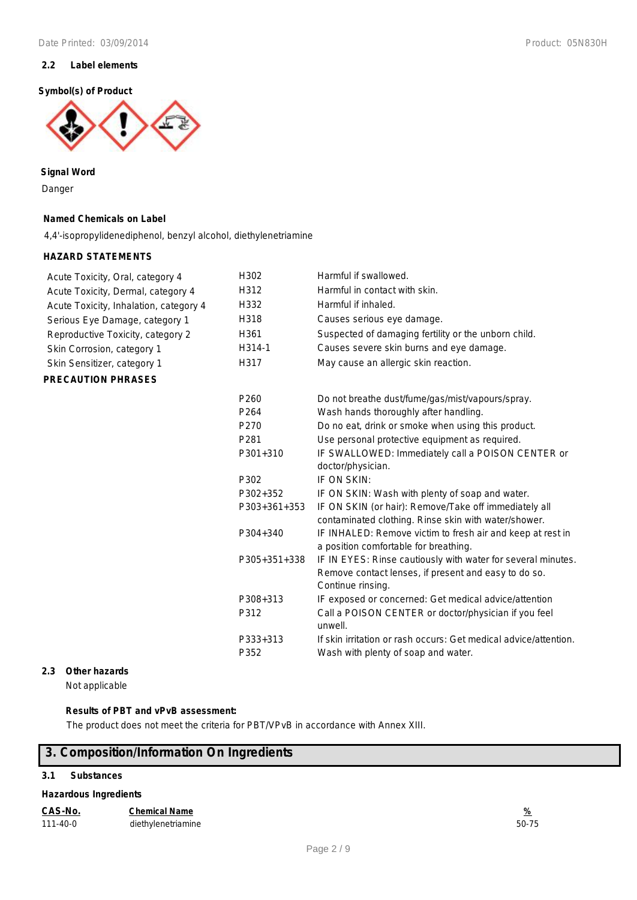### 2.2 Label elements

**Symbol(s) of Product**

**Signal Word**

Danger

**Named Chemicals on Label**

4,4'-isopropylidenediphenol, benzyl alcohol, diethylenetriamine

**HAZARD STATEMENTS**

| | | |
|---|---|---|
| Acute Toxicity, Oral, category 4 | H302 | Harmful if swallowed. |
| Acute Toxicity, Dermal, category 4 | H312 | Harmful in contact with skin. |
| Acute Toxicity, Inhalation, category 4 | H332 | Harmful if inhaled. |
| Serious Eye Damage, category 1 | H318 | Causes serious eye damage. |
| Reproductive Toxicity, category 2 | H361 | Suspected of damaging fertility or the unborn child. |
| Skin Corrosion, category 1 | H314-1 | Causes severe skin burns and eye damage. |
| Skin Sensitizer, category 1 | H317 | May cause an allergic skin reaction. |

**PRECAUTION PHRASES**

| | |
|---|---|
| P260 | Do not breathe dust/fume/gas/mist/vapours/spray. |
| P264 | Wash hands thoroughly after handling. |
| P270 | Do no eat, drink or smoke when using this product. |
| P281 | Use personal protective equipment as required. |
| P301+310 | IF SWALLOWED: Immediately call a POISON CENTER or doctor/physician. |
| P302 | IF ON SKIN: |
| P302+352 | IF ON SKIN: Wash with plenty of soap and water. |
| P303+361+353 | IF ON SKIN (or hair): Remove/Take off immediately all contaminated clothing. Rinse skin with water/shower. |
| P304+340 | IF INHALED: Remove victim to fresh air and keep at rest in a position comfortable for breathing. |
| P305+351+338 | IF IN EYES: Rinse cautiously with water for several minutes. Remove contact lenses, if present and easy to do so. Continue rinsing. |
| P308+313 | IF exposed or concerned: Get medical advice/attention |
| P312 | Call a POISON CENTER or doctor/physician if you feel unwell. |
| P333+313 | If skin irritation or rash occurs: Get medical advice/attention. |
| P352 | Wash with plenty of soap and water. |

### 2.3 Other hazards

Not applicable

**Results of PBT and vPvB assessment:**

The product does not meet the criteria for PBT/VPvB in accordance with Annex XIII.

## 3. Composition/Information On Ingredients

### 3.1 Substances

**Hazardous Ingredients**

| CAS-No. | Chemical Name | % |
|---|---|---|
| 111-40-0 | diethylenetriamine | 50-75 |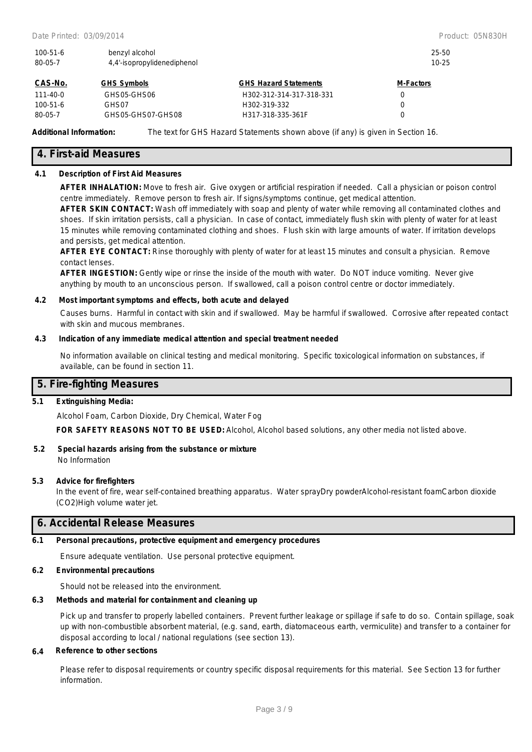| | | |
|---|---|---|
| 100-51-6 | benzyl alcohol | 25-50 |
| 80-05-7 | 4,4'-isopropylidenediphenol | 10-25 |

| CAS-No. | GHS Symbols | GHS Hazard Statements | M-Factors |
|---|---|---|---|
| 111-40-0 | GHS05-GHS06 | H302-312-314-317-318-331 | 0 |
| 100-51-6 | GHS07 | H302-319-332 | 0 |
| 80-05-7 | GHS05-GHS07-GHS08 | H317-318-335-361F | 0 |

**Additional Information:** The text for GHS Hazard Statements shown above (if any) is given in Section 16.

## 4. First-aid Measures

### 4.1 Description of First Aid Measures

**AFTER INHALATION:** Move to fresh air. Give oxygen or artificial respiration if needed. Call a physician or poison control centre immediately. Remove person to fresh air. If signs/symptoms continue, get medical attention.

**AFTER SKIN CONTACT:** Wash off immediately with soap and plenty of water while removing all contaminated clothes and shoes. If skin irritation persists, call a physician. In case of contact, immediately flush skin with plenty of water for at least 15 minutes while removing contaminated clothing and shoes. Flush skin with large amounts of water. If irritation develops and persists, get medical attention.

**AFTER EYE CONTACT:** Rinse thoroughly with plenty of water for at least 15 minutes and consult a physician. Remove contact lenses.

**AFTER INGESTION:** Gently wipe or rinse the inside of the mouth with water. Do NOT induce vomiting. Never give anything by mouth to an unconscious person. If swallowed, call a poison control centre or doctor immediately.

### 4.2 Most important symptoms and effects, both acute and delayed

Causes burns. Harmful in contact with skin and if swallowed. May be harmful if swallowed. Corrosive after repeated contact with skin and mucous membranes.

### 4.3 Indication of any immediate medical attention and special treatment needed

No information available on clinical testing and medical monitoring. Specific toxicological information on substances, if available, can be found in section 11.

## 5. Fire-fighting Measures

### 5.1 Extinguishing Media:

Alcohol Foam, Carbon Dioxide, Dry Chemical, Water Fog

**FOR SAFETY REASONS NOT TO BE USED:** Alcohol, Alcohol based solutions, any other media not listed above.

### 5.2 Special hazards arising from the substance or mixture

No Information

### 5.3 Advice for firefighters

In the event of fire, wear self-contained breathing apparatus. Water sprayDry powderAlcohol-resistant foamCarbon dioxide (CO2)High volume water jet.

## 6. Accidental Release Measures

### 6.1 Personal precautions, protective equipment and emergency procedures

Ensure adequate ventilation. Use personal protective equipment.

### 6.2 Environmental precautions

Should not be released into the environment.

### 6.3 Methods and material for containment and cleaning up

Pick up and transfer to properly labelled containers. Prevent further leakage or spillage if safe to do so. Contain spillage, soak up with non-combustible absorbent material, (e.g. sand, earth, diatomaceous earth, vermiculite) and transfer to a container for disposal according to local / national regulations (see section 13).

### 6.4 Reference to other sections

Please refer to disposal requirements or country specific disposal requirements for this material. See Section 13 for further information.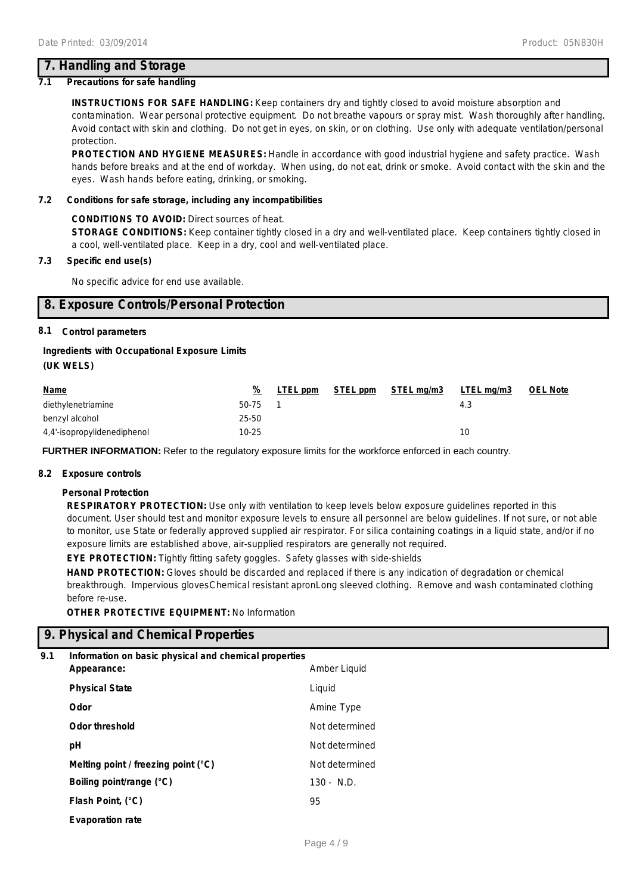## 7. Handling and Storage

### 7.1 Precautions for safe handling

**INSTRUCTIONS FOR SAFE HANDLING:** Keep containers dry and tightly closed to avoid moisture absorption and contamination. Wear personal protective equipment. Do not breathe vapours or spray mist. Wash thoroughly after handling. Avoid contact with skin and clothing. Do not get in eyes, on skin, or on clothing. Use only with adequate ventilation/personal protection.

**PROTECTION AND HYGIENE MEASURES:** Handle in accordance with good industrial hygiene and safety practice. Wash hands before breaks and at the end of workday. When using, do not eat, drink or smoke. Avoid contact with the skin and the eyes. Wash hands before eating, drinking, or smoking.

### 7.2 Conditions for safe storage, including any incompatibilities

**CONDITIONS TO AVOID:** Direct sources of heat.

**STORAGE CONDITIONS:** Keep container tightly closed in a dry and well-ventilated place. Keep containers tightly closed in a cool, well-ventilated place. Keep in a dry, cool and well-ventilated place.

### 7.3 Specific end use(s)

No specific advice for end use available.

## 8. Exposure Controls/Personal Protection

### 8.1 Control parameters

**Ingredients with Occupational Exposure Limits**
**(UK WELS)**

| Name | % | LTEL ppm | STEL ppm | STEL mg/m3 | LTEL mg/m3 | OEL Note |
|---|---|---|---|---|---|---|
| diethylenetriamine | 50-75 | 1 | | | 4.3 | |
| benzyl alcohol | 25-50 | | | | | |
| 4,4'-isopropylidenediphenol | 10-25 | | | | 10 | |

**FURTHER INFORMATION:** Refer to the regulatory exposure limits for the workforce enforced in each country.

### 8.2 Exposure controls

**Personal Protection**

**RESPIRATORY PROTECTION:** Use only with ventilation to keep levels below exposure guidelines reported in this document. User should test and monitor exposure levels to ensure all personnel are below guidelines. If not sure, or not able to monitor, use State or federally approved supplied air respirator. For silica containing coatings in a liquid state, and/or if no exposure limits are established above, air-supplied respirators are generally not required.

**EYE PROTECTION:** Tightly fitting safety goggles. Safety glasses with side-shields

**HAND PROTECTION:** Gloves should be discarded and replaced if there is any indication of degradation or chemical breakthrough. Impervious glovesChemical resistant apronLong sleeved clothing. Remove and wash contaminated clothing before re-use.

**OTHER PROTECTIVE EQUIPMENT:** No Information

## 9. Physical and Chemical Properties

### 9.1 Information on basic physical and chemical properties

| | |
|---|---|
| **Appearance:** | Amber Liquid |
| **Physical State** | Liquid |
| **Odor** | Amine Type |
| **Odor threshold** | Not determined |
| **pH** | Not determined |
| **Melting point / freezing point (°C)** | Not determined |
| **Boiling point/range (°C)** | 130 - N.D. |
| **Flash Point, (°C)** | 95 |
| **Evaporation rate** | |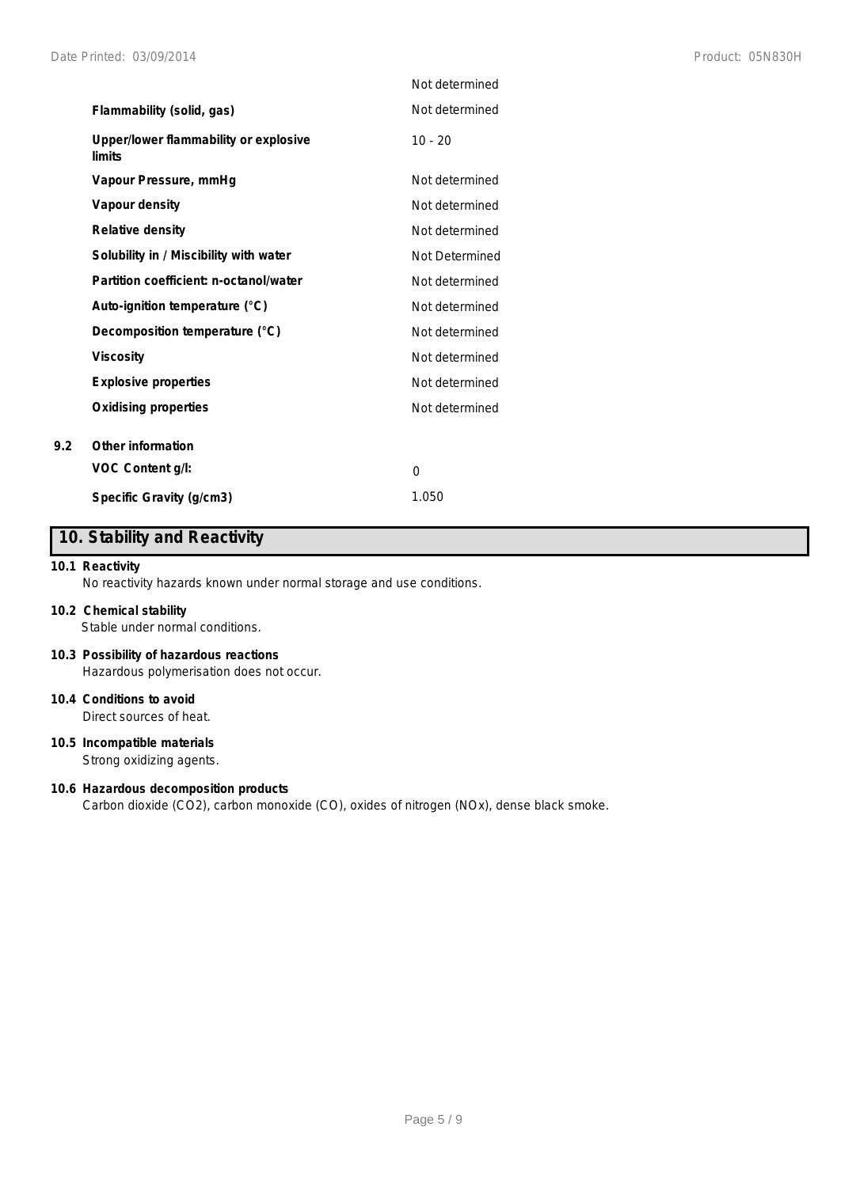| | |
|---|---|
| | Not determined |
| **Flammability (solid, gas)** | Not determined |
| **Upper/lower flammability or explosive limits** | 10 - 20 |
| **Vapour Pressure, mmHg** | Not determined |
| **Vapour density** | Not determined |
| **Relative density** | Not determined |
| **Solubility in / Miscibility with water** | Not Determined |
| **Partition coefficient: n-octanol/water** | Not determined |
| **Auto-ignition temperature (°C)** | Not determined |
| **Decomposition temperature (°C)** | Not determined |
| **Viscosity** | Not determined |
| **Explosive properties** | Not determined |
| **Oxidising properties** | Not determined |

**9.2 Other information**

| | |
|---|---|
| **VOC Content g/l:** | 0 |
| **Specific Gravity (g/cm3)** | 1.050 |

## 10. Stability and Reactivity

**10.1 Reactivity**

No reactivity hazards known under normal storage and use conditions.

**10.2 Chemical stability**

Stable under normal conditions.

**10.3 Possibility of hazardous reactions**

Hazardous polymerisation does not occur.

**10.4 Conditions to avoid**

Direct sources of heat.

**10.5 Incompatible materials**

Strong oxidizing agents.

**10.6 Hazardous decomposition products**

Carbon dioxide ($CO_2$), carbon monoxide (CO), oxides of nitrogen (NOx), dense black smoke.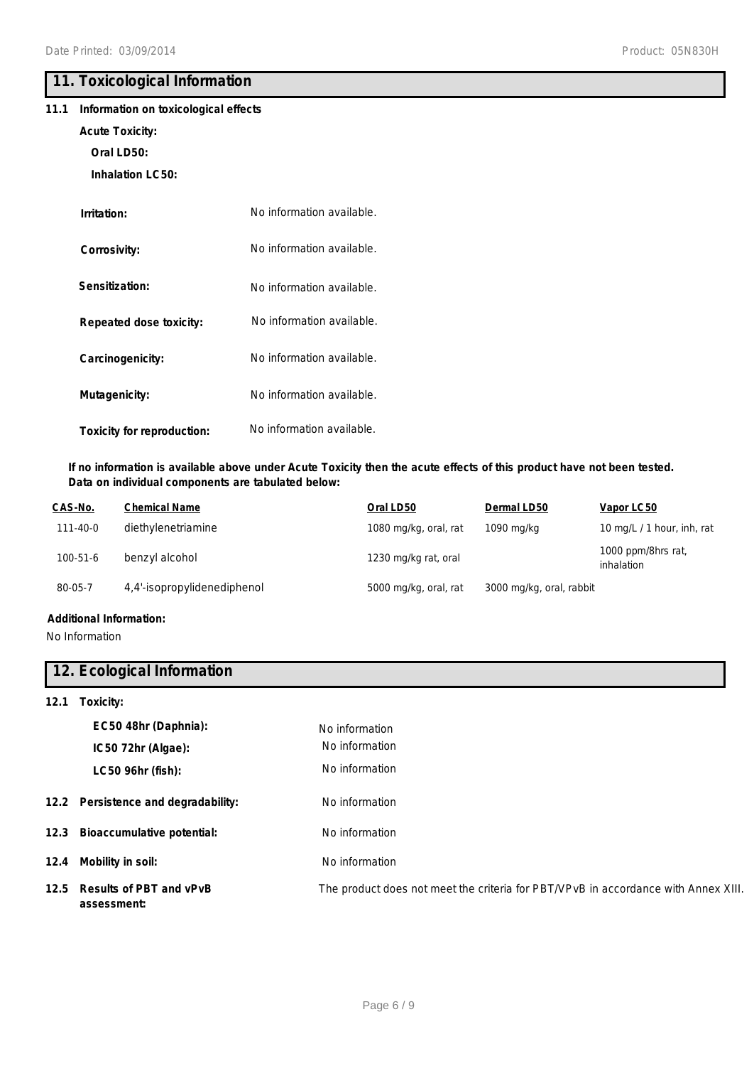## 11. Toxicological Information

**11.1 Information on toxicological effects**

**Acute Toxicity:**

**Oral LD50:**

**Inhalation LC50:**

| | |
|---|---|
| **Irritation:** | No information available. |
| **Corrosivity:** | No information available. |
| **Sensitization:** | No information available. |
| **Repeated dose toxicity:** | No information available. |
| **Carcinogenicity:** | No information available. |
| **Mutagenicity:** | No information available. |
| **Toxicity for reproduction:** | No information available. |

**If no information is available above under Acute Toxicity then the acute effects of this product have not been tested. Data on individual components are tabulated below:**

| CAS-No. | Chemical Name | Oral LD50 | Dermal LD50 | Vapor LC50 |
|---|---|---|---|---|
| 111-40-0 | diethylenetriamine | 1080 mg/kg, oral, rat | 1090 mg/kg | 10 mg/L / 1 hour, inh, rat |
| 100-51-6 | benzyl alcohol | 1230 mg/kg rat, oral | | 1000 ppm/8hrs rat, inhalation |
| 80-05-7 | 4,4'-isopropylidenediphenol | 5000 mg/kg, oral, rat | 3000 mg/kg, oral, rabbit | |

**Additional Information:**

No Information

## 12. Ecological Information

**12.1 Toxicity:**

| | |
|---|---|
| **EC50 48hr (Daphnia):** | No information |
| **IC50 72hr (Algae):** | No information |
| **LC50 96hr (fish):** | No information |

**12.2 Persistence and degradability:** No information

**12.3 Bioaccumulative potential:** No information

**12.4 Mobility in soil:** No information

**12.5 Results of PBT and vPvB assessment:** The product does not meet the criteria for PBT/VPvB in accordance with Annex XIII.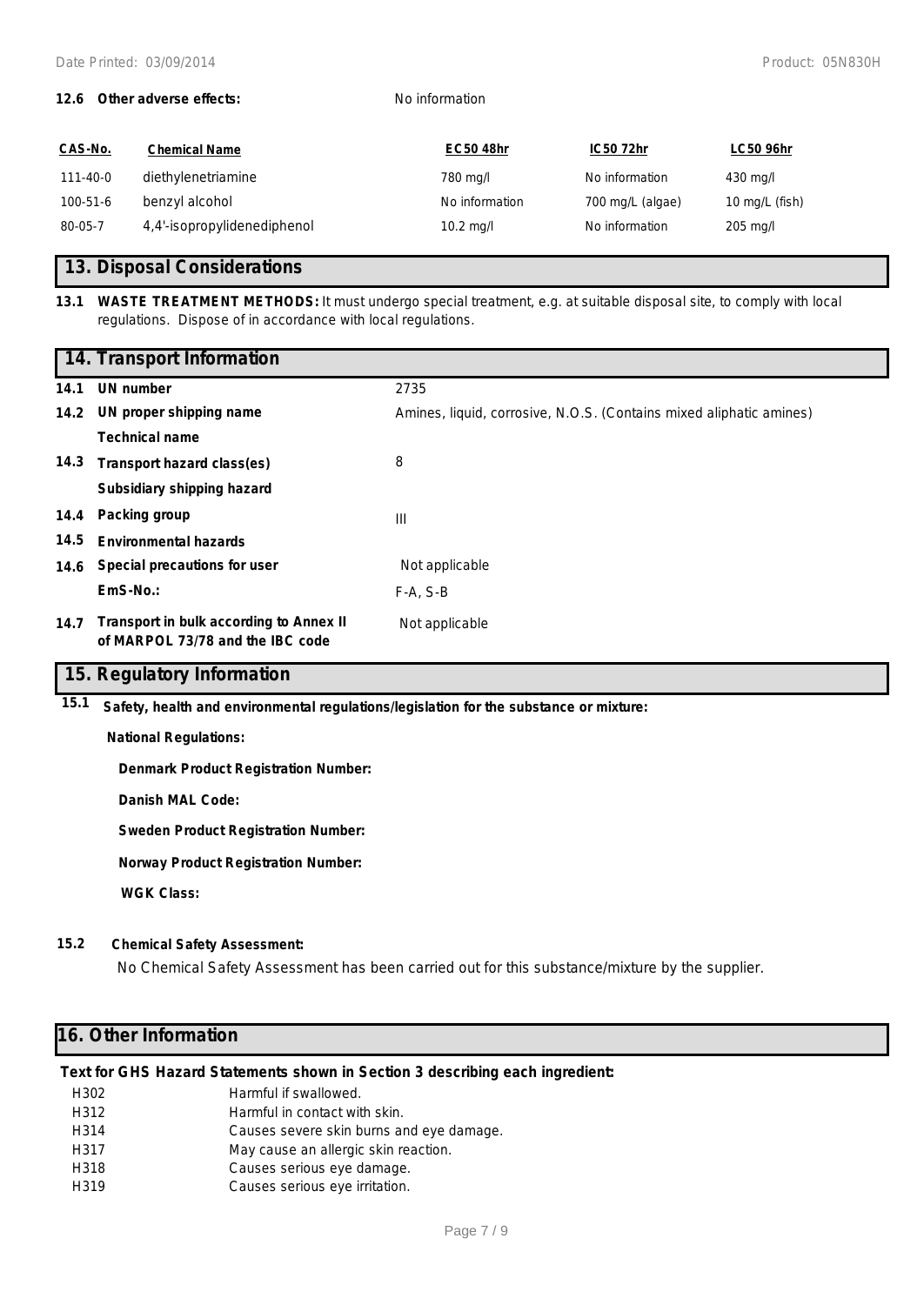**12.6 Other adverse effects:** No information

| CAS-No. | Chemical Name | EC50 48hr | IC50 72hr | LC50 96hr |
|---|---|---|---|---|
| 111-40-0 | diethylenetriamine | 780 mg/l | No information | 430 mg/l |
| 100-51-6 | benzyl alcohol | No information | 700 mg/L (algae) | 10 mg/L (fish) |
| 80-05-7 | 4,4'-isopropylidenediphenol | 10.2 mg/l | No information | 205 mg/l |

## 13. Disposal Considerations

**13.1 WASTE TREATMENT METHODS:** It must undergo special treatment, e.g. at suitable disposal site, to comply with local regulations. Dispose of in accordance with local regulations.

## 14. Transport Information

| | | |
|---|---|---|
| **14.1** | **UN number** | 2735 |
| **14.2** | **UN proper shipping name** | Amines, liquid, corrosive, N.O.S. (Contains mixed aliphatic amines) |
| | **Technical name** | |
| **14.3** | **Transport hazard class(es)** | 8 |
| | **Subsidiary shipping hazard** | |
| **14.4** | **Packing group** | III |
| **14.5** | **Environmental hazards** | |
| **14.6** | **Special precautions for user** | Not applicable |
| | **EmS-No.:** | F-A, S-B |
| **14.7** | **Transport in bulk according to Annex II of MARPOL 73/78 and the IBC code** | Not applicable |

## 15. Regulatory Information

**15.1 Safety, health and environmental regulations/legislation for the substance or mixture:**

**National Regulations:**

**Denmark Product Registration Number:**

**Danish MAL Code:**

**Sweden Product Registration Number:**

**Norway Product Registration Number:**

**WGK Class:**

**15.2 Chemical Safety Assessment:**

No Chemical Safety Assessment has been carried out for this substance/mixture by the supplier.

## 16. Other Information

**Text for GHS Hazard Statements shown in Section 3 describing each ingredient:**

| | |
|---|---|
| H302 | Harmful if swallowed. |
| H312 | Harmful in contact with skin. |
| H314 | Causes severe skin burns and eye damage. |
| H317 | May cause an allergic skin reaction. |
| H318 | Causes serious eye damage. |
| H319 | Causes serious eye irritation. |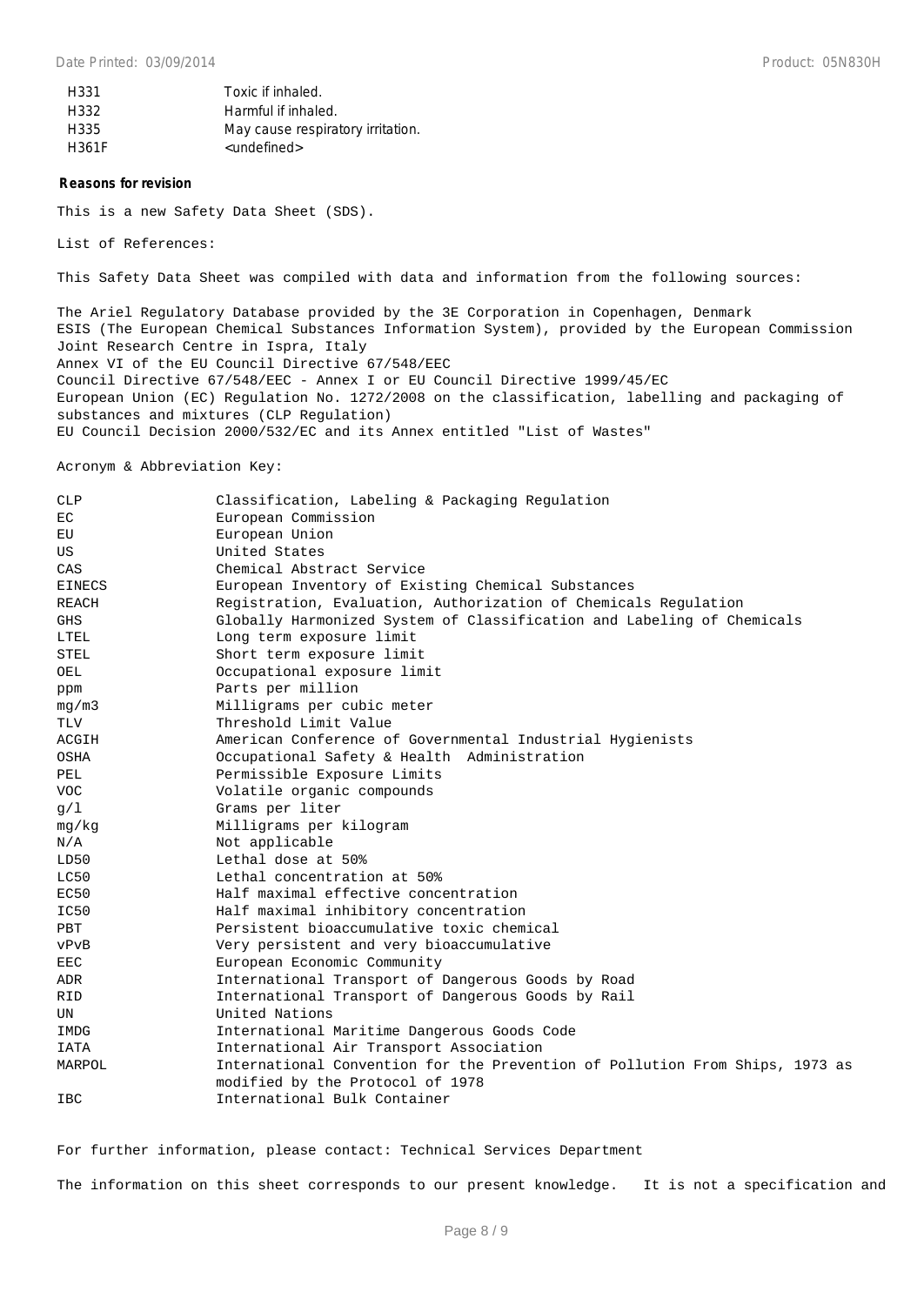| | |
|---|---|
| H331 | Toxic if inhaled. |
| H332 | Harmful if inhaled. |
| H335 | May cause respiratory irritation. |
| H361F | <undefined> |

**Reasons for revision**

This is a new Safety Data Sheet (SDS).

List of References:

This Safety Data Sheet was compiled with data and information from the following sources:

The Ariel Regulatory Database provided by the 3E Corporation in Copenhagen, Denmark
ESIS (The European Chemical Substances Information System), provided by the European Commission Joint Research Centre in Ispra, Italy
Annex VI of the EU Council Directive 67/548/EEC
Council Directive 67/548/EEC - Annex I or EU Council Directive 1999/45/EC
European Union (EC) Regulation No. 1272/2008 on the classification, labelling and packaging of substances and mixtures (CLP Regulation)
EU Council Decision 2000/532/EC and its Annex entitled "List of Wastes"

Acronym & Abbreviation Key:

| | |
|---|---|
| CLP | Classification, Labeling & Packaging Regulation |
| EC | European Commission |
| EU | European Union |
| US | United States |
| CAS | Chemical Abstract Service |
| EINECS | European Inventory of Existing Chemical Substances |
| REACH | Registration, Evaluation, Authorization of Chemicals Regulation |
| GHS | Globally Harmonized System of Classification and Labeling of Chemicals |
| LTEL | Long term exposure limit |
| STEL | Short term exposure limit |
| OEL | Occupational exposure limit |
| ppm | Parts per million |
| mg/m3 | Milligrams per cubic meter |
| TLV | Threshold Limit Value |
| ACGIH | American Conference of Governmental Industrial Hygienists |
| OSHA | Occupational Safety & Health Administration |
| PEL | Permissible Exposure Limits |
| VOC | Volatile organic compounds |
| g/l | Grams per liter |
| mg/kg | Milligrams per kilogram |
| N/A | Not applicable |
| LD50 | Lethal dose at 50% |
| LC50 | Lethal concentration at 50% |
| EC50 | Half maximal effective concentration |
| IC50 | Half maximal inhibitory concentration |
| PBT | Persistent bioaccumulative toxic chemical |
| vPvB | Very persistent and very bioaccumulative |
| EEC | European Economic Community |
| ADR | International Transport of Dangerous Goods by Road |
| RID | International Transport of Dangerous Goods by Rail |
| UN | United Nations |
| IMDG | International Maritime Dangerous Goods Code |
| IATA | International Air Transport Association |
| MARPOL | International Convention for the Prevention of Pollution From Ships, 1973 as modified by the Protocol of 1978 |
| IBC | International Bulk Container |

For further information, please contact: Technical Services Department

The information on this sheet corresponds to our present knowledge. It is not a specification and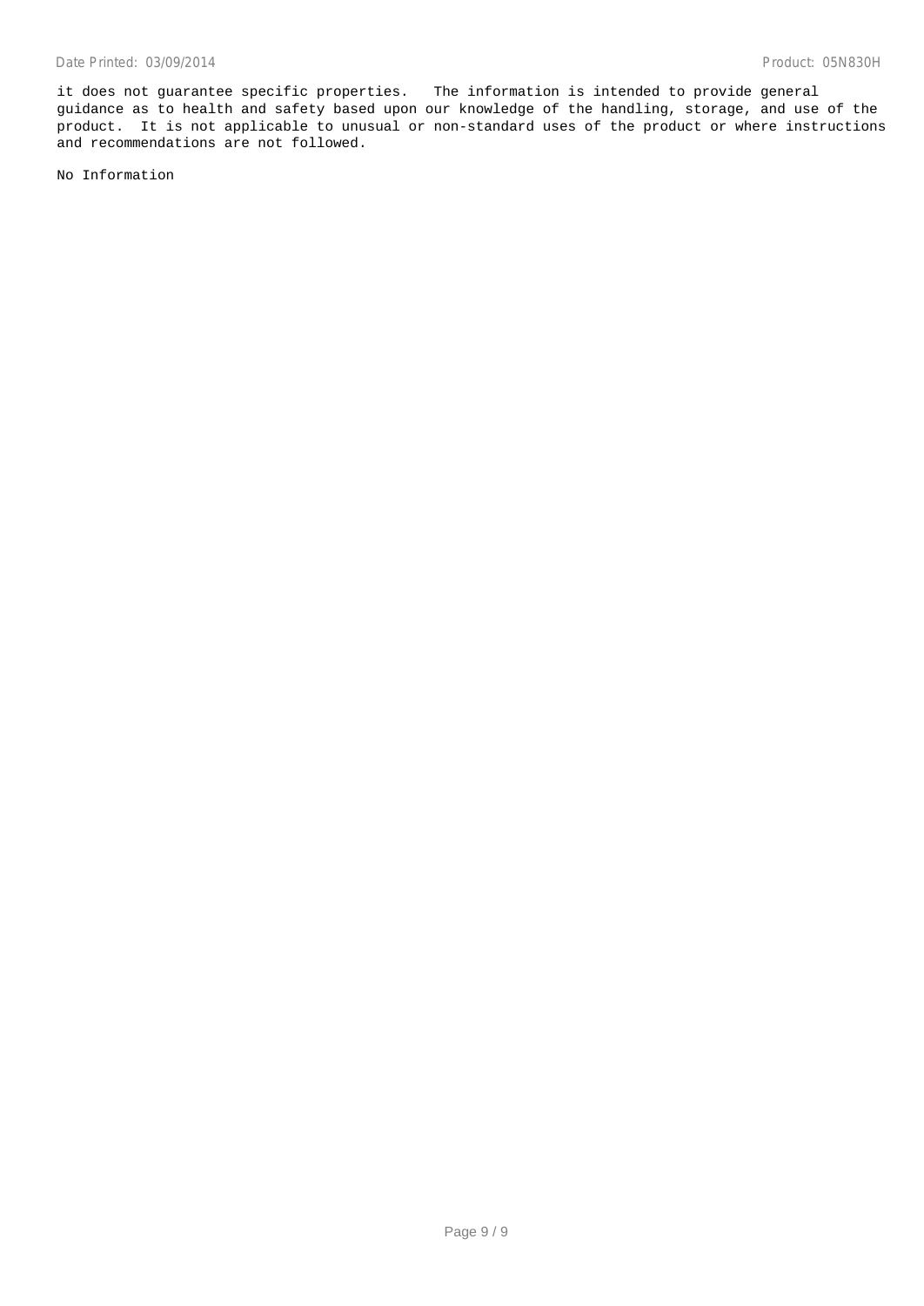it does not guarantee specific properties. The information is intended to provide general guidance as to health and safety based upon our knowledge of the handling, storage, and use of the product. It is not applicable to unusual or non-standard uses of the product or where instructions and recommendations are not followed.

No Information